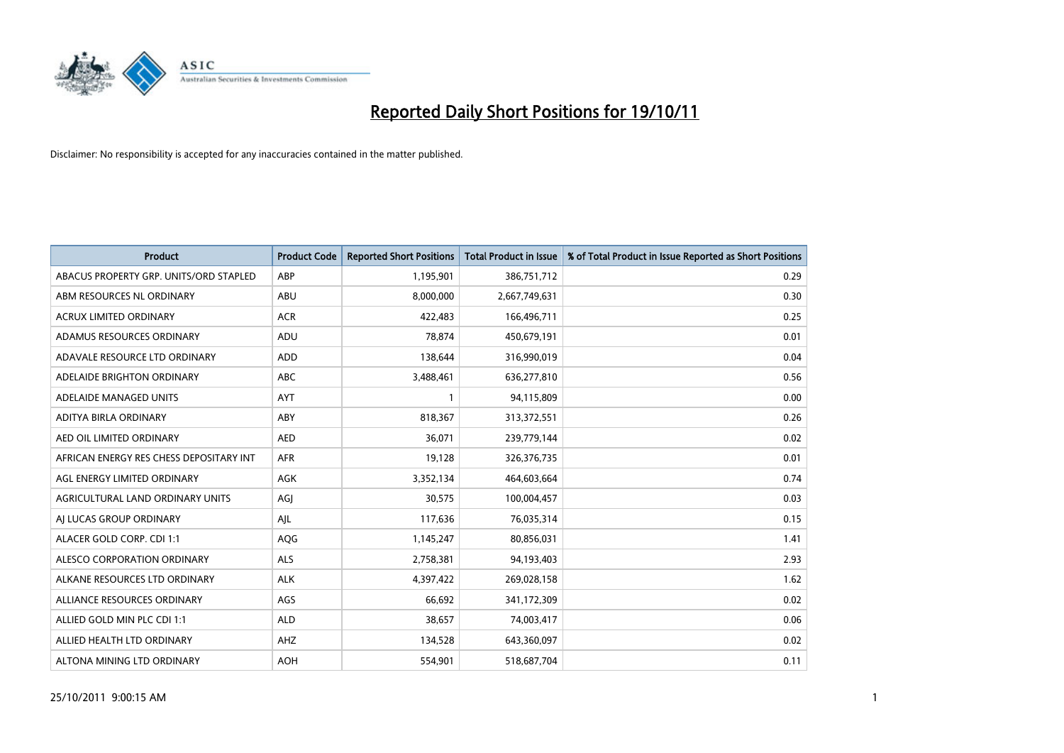# Reported Daily Short Positions for 19/10/11

Disclaimer: No responsibility is accepted for any inaccuracies contained in the matter published.

| Product | Product Code | Reported Short Positions | Total Product in Issue | % of Total Product in Issue Reported as Short Positions |
|---|---|---|---|---|
| ABACUS PROPERTY GRP. UNITS/ORD STAPLED | ABP | 1,195,901 | 386,751,712 | 0.29 |
| ABM RESOURCES NL ORDINARY | ABU | 8,000,000 | 2,667,749,631 | 0.30 |
| ACRUX LIMITED ORDINARY | ACR | 422,483 | 166,496,711 | 0.25 |
| ADAMUS RESOURCES ORDINARY | ADU | 78,874 | 450,679,191 | 0.01 |
| ADAVALE RESOURCE LTD ORDINARY | ADD | 138,644 | 316,990,019 | 0.04 |
| ADELAIDE BRIGHTON ORDINARY | ABC | 3,488,461 | 636,277,810 | 0.56 |
| ADELAIDE MANAGED UNITS | AYT | 1 | 94,115,809 | 0.00 |
| ADITYA BIRLA ORDINARY | ABY | 818,367 | 313,372,551 | 0.26 |
| AED OIL LIMITED ORDINARY | AED | 36,071 | 239,779,144 | 0.02 |
| AFRICAN ENERGY RES CHESS DEPOSITARY INT | AFR | 19,128 | 326,376,735 | 0.01 |
| AGL ENERGY LIMITED ORDINARY | AGK | 3,352,134 | 464,603,664 | 0.74 |
| AGRICULTURAL LAND ORDINARY UNITS | AGJ | 30,575 | 100,004,457 | 0.03 |
| AJ LUCAS GROUP ORDINARY | AJL | 117,636 | 76,035,314 | 0.15 |
| ALACER GOLD CORP. CDI 1:1 | AQG | 1,145,247 | 80,856,031 | 1.41 |
| ALESCO CORPORATION ORDINARY | ALS | 2,758,381 | 94,193,403 | 2.93 |
| ALKANE RESOURCES LTD ORDINARY | ALK | 4,397,422 | 269,028,158 | 1.62 |
| ALLIANCE RESOURCES ORDINARY | AGS | 66,692 | 341,172,309 | 0.02 |
| ALLIED GOLD MIN PLC CDI 1:1 | ALD | 38,657 | 74,003,417 | 0.06 |
| ALLIED HEALTH LTD ORDINARY | AHZ | 134,528 | 643,360,097 | 0.02 |
| ALTONA MINING LTD ORDINARY | AOH | 554,901 | 518,687,704 | 0.11 |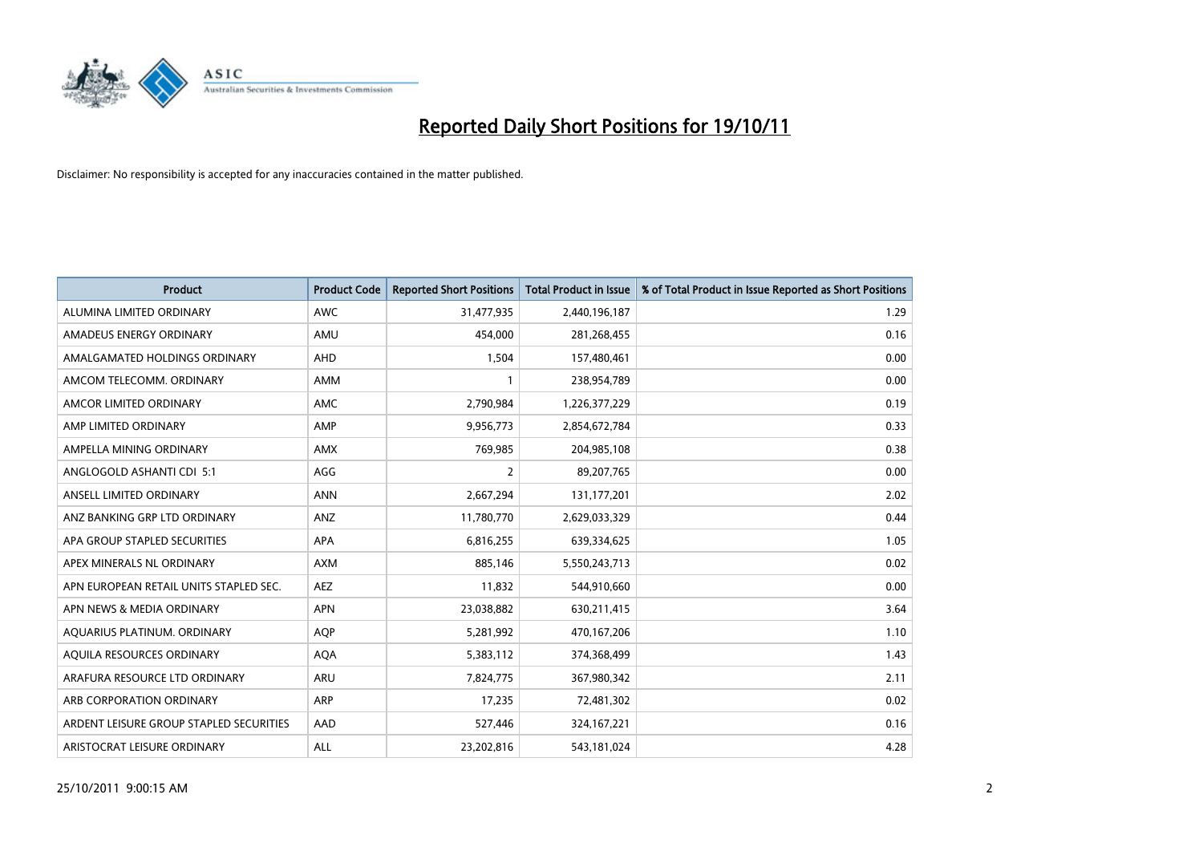# Reported Daily Short Positions for 19/10/11

Disclaimer: No responsibility is accepted for any inaccuracies contained in the matter published.

| Product | Product Code | Reported Short Positions | Total Product in Issue | % of Total Product in Issue Reported as Short Positions |
|---|---|---|---|---|
| ALUMINA LIMITED ORDINARY | AWC | 31,477,935 | 2,440,196,187 | 1.29 |
| AMADEUS ENERGY ORDINARY | AMU | 454,000 | 281,268,455 | 0.16 |
| AMALGAMATED HOLDINGS ORDINARY | AHD | 1,504 | 157,480,461 | 0.00 |
| AMCOM TELECOMM. ORDINARY | AMM | 1 | 238,954,789 | 0.00 |
| AMCOR LIMITED ORDINARY | AMC | 2,790,984 | 1,226,377,229 | 0.19 |
| AMP LIMITED ORDINARY | AMP | 9,956,773 | 2,854,672,784 | 0.33 |
| AMPELLA MINING ORDINARY | AMX | 769,985 | 204,985,108 | 0.38 |
| ANGLOGOLD ASHANTI CDI 5:1 | AGG | 2 | 89,207,765 | 0.00 |
| ANSELL LIMITED ORDINARY | ANN | 2,667,294 | 131,177,201 | 2.02 |
| ANZ BANKING GRP LTD ORDINARY | ANZ | 11,780,770 | 2,629,033,329 | 0.44 |
| APA GROUP STAPLED SECURITIES | APA | 6,816,255 | 639,334,625 | 1.05 |
| APEX MINERALS NL ORDINARY | AXM | 885,146 | 5,550,243,713 | 0.02 |
| APN EUROPEAN RETAIL UNITS STAPLED SEC. | AEZ | 11,832 | 544,910,660 | 0.00 |
| APN NEWS & MEDIA ORDINARY | APN | 23,038,882 | 630,211,415 | 3.64 |
| AQUARIUS PLATINUM. ORDINARY | AQP | 5,281,992 | 470,167,206 | 1.10 |
| AQUILA RESOURCES ORDINARY | AQA | 5,383,112 | 374,368,499 | 1.43 |
| ARAFURA RESOURCE LTD ORDINARY | ARU | 7,824,775 | 367,980,342 | 2.11 |
| ARB CORPORATION ORDINARY | ARP | 17,235 | 72,481,302 | 0.02 |
| ARDENT LEISURE GROUP STAPLED SECURITIES | AAD | 527,446 | 324,167,221 | 0.16 |
| ARISTOCRAT LEISURE ORDINARY | ALL | 23,202,816 | 543,181,024 | 4.28 |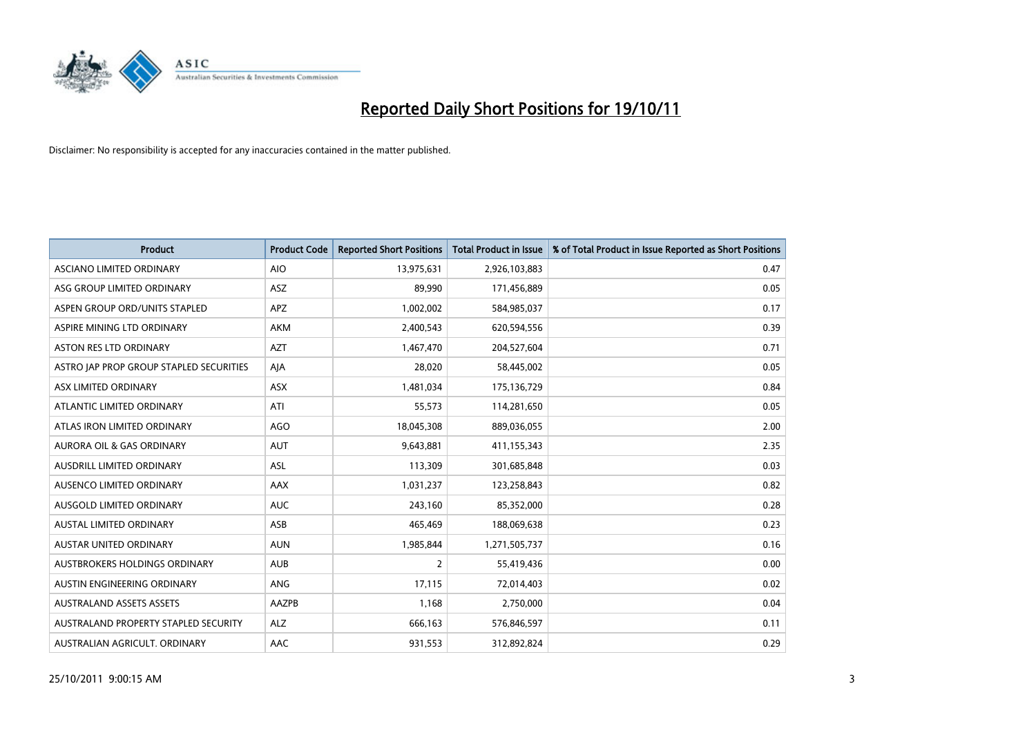# Reported Daily Short Positions for 19/10/11

Disclaimer: No responsibility is accepted for any inaccuracies contained in the matter published.

| Product | Product Code | Reported Short Positions | Total Product in Issue | % of Total Product in Issue Reported as Short Positions |
|---|---|---|---|---|
| ASCIANO LIMITED ORDINARY | AIO | 13,975,631 | 2,926,103,883 | 0.47 |
| ASG GROUP LIMITED ORDINARY | ASZ | 89,990 | 171,456,889 | 0.05 |
| ASPEN GROUP ORD/UNITS STAPLED | APZ | 1,002,002 | 584,985,037 | 0.17 |
| ASPIRE MINING LTD ORDINARY | AKM | 2,400,543 | 620,594,556 | 0.39 |
| ASTON RES LTD ORDINARY | AZT | 1,467,470 | 204,527,604 | 0.71 |
| ASTRO JAP PROP GROUP STAPLED SECURITIES | AJA | 28,020 | 58,445,002 | 0.05 |
| ASX LIMITED ORDINARY | ASX | 1,481,034 | 175,136,729 | 0.84 |
| ATLANTIC LIMITED ORDINARY | ATI | 55,573 | 114,281,650 | 0.05 |
| ATLAS IRON LIMITED ORDINARY | AGO | 18,045,308 | 889,036,055 | 2.00 |
| AURORA OIL & GAS ORDINARY | AUT | 9,643,881 | 411,155,343 | 2.35 |
| AUSDRILL LIMITED ORDINARY | ASL | 113,309 | 301,685,848 | 0.03 |
| AUSENCO LIMITED ORDINARY | AAX | 1,031,237 | 123,258,843 | 0.82 |
| AUSGOLD LIMITED ORDINARY | AUC | 243,160 | 85,352,000 | 0.28 |
| AUSTAL LIMITED ORDINARY | ASB | 465,469 | 188,069,638 | 0.23 |
| AUSTAR UNITED ORDINARY | AUN | 1,985,844 | 1,271,505,737 | 0.16 |
| AUSTBROKERS HOLDINGS ORDINARY | AUB | 2 | 55,419,436 | 0.00 |
| AUSTIN ENGINEERING ORDINARY | ANG | 17,115 | 72,014,403 | 0.02 |
| AUSTRALAND ASSETS ASSETS | AAZPB | 1,168 | 2,750,000 | 0.04 |
| AUSTRALAND PROPERTY STAPLED SECURITY | ALZ | 666,163 | 576,846,597 | 0.11 |
| AUSTRALIAN AGRICULT. ORDINARY | AAC | 931,553 | 312,892,824 | 0.29 |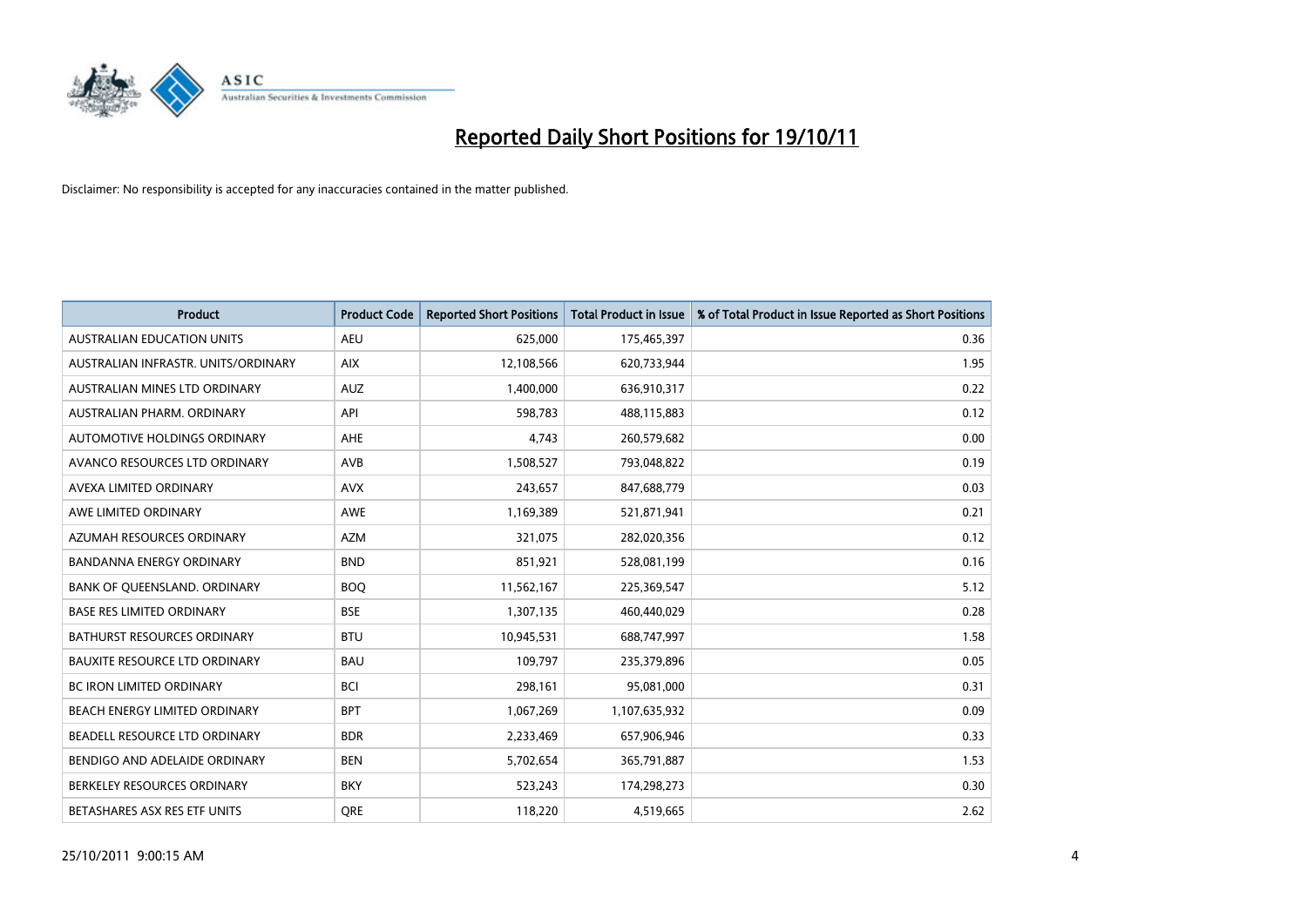# Reported Daily Short Positions for 19/10/11

Disclaimer: No responsibility is accepted for any inaccuracies contained in the matter published.

| Product | Product Code | Reported Short Positions | Total Product in Issue | % of Total Product in Issue Reported as Short Positions |
|---|---|---|---|---|
| AUSTRALIAN EDUCATION UNITS | AEU | 625,000 | 175,465,397 | 0.36 |
| AUSTRALIAN INFRASTR. UNITS/ORDINARY | AIX | 12,108,566 | 620,733,944 | 1.95 |
| AUSTRALIAN MINES LTD ORDINARY | AUZ | 1,400,000 | 636,910,317 | 0.22 |
| AUSTRALIAN PHARM. ORDINARY | API | 598,783 | 488,115,883 | 0.12 |
| AUTOMOTIVE HOLDINGS ORDINARY | AHE | 4,743 | 260,579,682 | 0.00 |
| AVANCO RESOURCES LTD ORDINARY | AVB | 1,508,527 | 793,048,822 | 0.19 |
| AVEXA LIMITED ORDINARY | AVX | 243,657 | 847,688,779 | 0.03 |
| AWE LIMITED ORDINARY | AWE | 1,169,389 | 521,871,941 | 0.21 |
| AZUMAH RESOURCES ORDINARY | AZM | 321,075 | 282,020,356 | 0.12 |
| BANDANNA ENERGY ORDINARY | BND | 851,921 | 528,081,199 | 0.16 |
| BANK OF QUEENSLAND. ORDINARY | BOQ | 11,562,167 | 225,369,547 | 5.12 |
| BASE RES LIMITED ORDINARY | BSE | 1,307,135 | 460,440,029 | 0.28 |
| BATHURST RESOURCES ORDINARY | BTU | 10,945,531 | 688,747,997 | 1.58 |
| BAUXITE RESOURCE LTD ORDINARY | BAU | 109,797 | 235,379,896 | 0.05 |
| BC IRON LIMITED ORDINARY | BCI | 298,161 | 95,081,000 | 0.31 |
| BEACH ENERGY LIMITED ORDINARY | BPT | 1,067,269 | 1,107,635,932 | 0.09 |
| BEADELL RESOURCE LTD ORDINARY | BDR | 2,233,469 | 657,906,946 | 0.33 |
| BENDIGO AND ADELAIDE ORDINARY | BEN | 5,702,654 | 365,791,887 | 1.53 |
| BERKELEY RESOURCES ORDINARY | BKY | 523,243 | 174,298,273 | 0.30 |
| BETASHARES ASX RES ETF UNITS | QRE | 118,220 | 4,519,665 | 2.62 |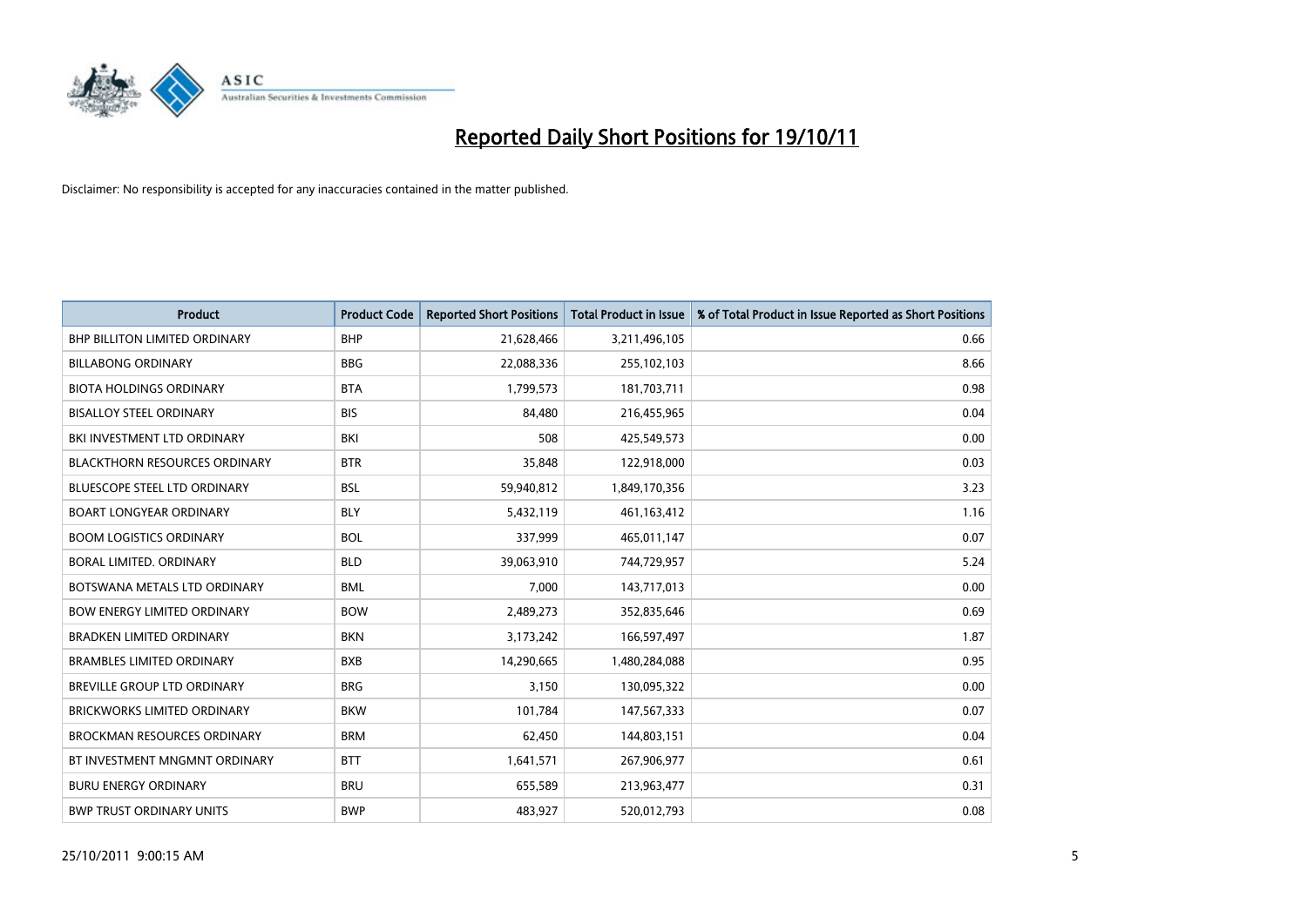# Reported Daily Short Positions for 19/10/11

Disclaimer: No responsibility is accepted for any inaccuracies contained in the matter published.

| Product | Product Code | Reported Short Positions | Total Product in Issue | % of Total Product in Issue Reported as Short Positions |
|---|---|---|---|---|
| BHP BILLITON LIMITED ORDINARY | BHP | 21,628,466 | 3,211,496,105 | 0.66 |
| BILLABONG ORDINARY | BBG | 22,088,336 | 255,102,103 | 8.66 |
| BIOTA HOLDINGS ORDINARY | BTA | 1,799,573 | 181,703,711 | 0.98 |
| BISALLOY STEEL ORDINARY | BIS | 84,480 | 216,455,965 | 0.04 |
| BKI INVESTMENT LTD ORDINARY | BKI | 508 | 425,549,573 | 0.00 |
| BLACKTHORN RESOURCES ORDINARY | BTR | 35,848 | 122,918,000 | 0.03 |
| BLUESCOPE STEEL LTD ORDINARY | BSL | 59,940,812 | 1,849,170,356 | 3.23 |
| BOART LONGYEAR ORDINARY | BLY | 5,432,119 | 461,163,412 | 1.16 |
| BOOM LOGISTICS ORDINARY | BOL | 337,999 | 465,011,147 | 0.07 |
| BORAL LIMITED. ORDINARY | BLD | 39,063,910 | 744,729,957 | 5.24 |
| BOTSWANA METALS LTD ORDINARY | BML | 7,000 | 143,717,013 | 0.00 |
| BOW ENERGY LIMITED ORDINARY | BOW | 2,489,273 | 352,835,646 | 0.69 |
| BRADKEN LIMITED ORDINARY | BKN | 3,173,242 | 166,597,497 | 1.87 |
| BRAMBLES LIMITED ORDINARY | BXB | 14,290,665 | 1,480,284,088 | 0.95 |
| BREVILLE GROUP LTD ORDINARY | BRG | 3,150 | 130,095,322 | 0.00 |
| BRICKWORKS LIMITED ORDINARY | BKW | 101,784 | 147,567,333 | 0.07 |
| BROCKMAN RESOURCES ORDINARY | BRM | 62,450 | 144,803,151 | 0.04 |
| BT INVESTMENT MNGMNT ORDINARY | BTT | 1,641,571 | 267,906,977 | 0.61 |
| BURU ENERGY ORDINARY | BRU | 655,589 | 213,963,477 | 0.31 |
| BWP TRUST ORDINARY UNITS | BWP | 483,927 | 520,012,793 | 0.08 |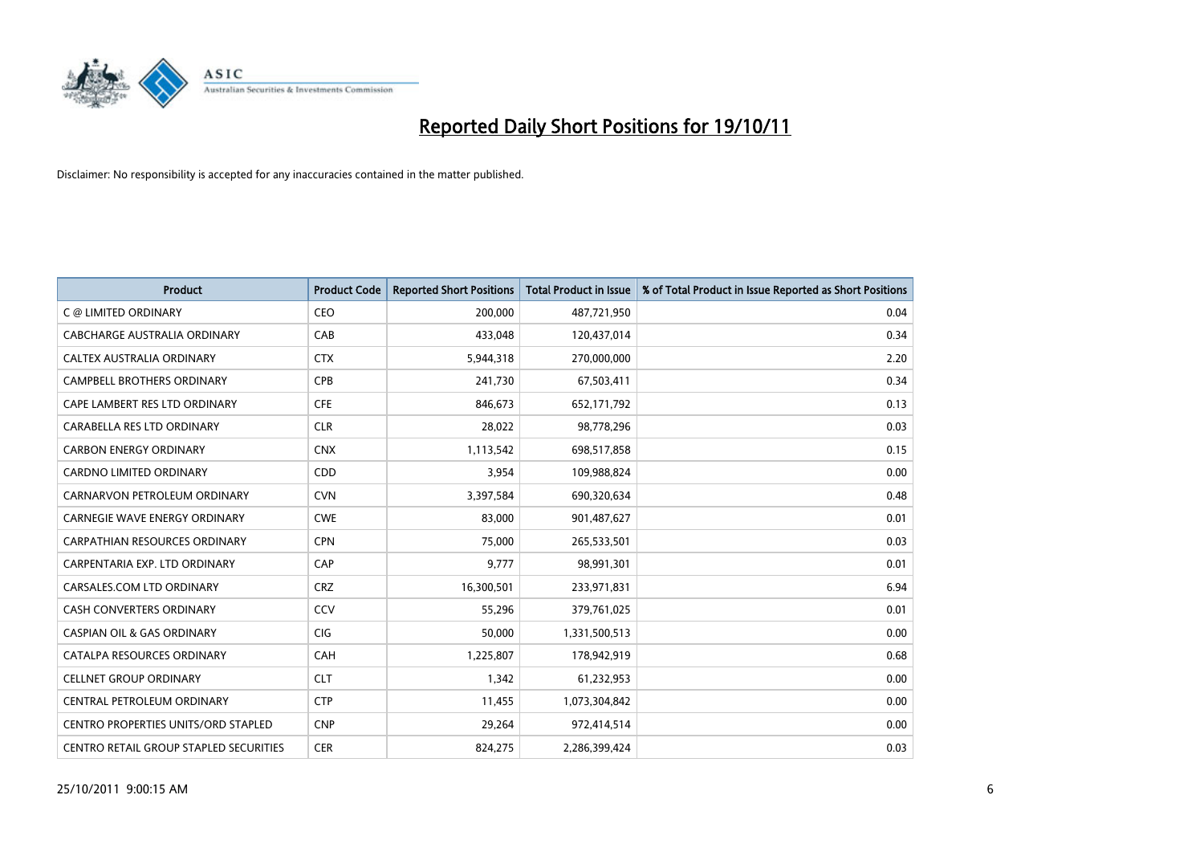# Reported Daily Short Positions for 19/10/11

Disclaimer: No responsibility is accepted for any inaccuracies contained in the matter published.

| Product | Product Code | Reported Short Positions | Total Product in Issue | % of Total Product in Issue Reported as Short Positions |
|---|---|---|---|---|
| C @ LIMITED ORDINARY | CEO | 200,000 | 487,721,950 | 0.04 |
| CABCHARGE AUSTRALIA ORDINARY | CAB | 433,048 | 120,437,014 | 0.34 |
| CALTEX AUSTRALIA ORDINARY | CTX | 5,944,318 | 270,000,000 | 2.20 |
| CAMPBELL BROTHERS ORDINARY | CPB | 241,730 | 67,503,411 | 0.34 |
| CAPE LAMBERT RES LTD ORDINARY | CFE | 846,673 | 652,171,792 | 0.13 |
| CARABELLA RES LTD ORDINARY | CLR | 28,022 | 98,778,296 | 0.03 |
| CARBON ENERGY ORDINARY | CNX | 1,113,542 | 698,517,858 | 0.15 |
| CARDNO LIMITED ORDINARY | CDD | 3,954 | 109,988,824 | 0.00 |
| CARNARVON PETROLEUM ORDINARY | CVN | 3,397,584 | 690,320,634 | 0.48 |
| CARNEGIE WAVE ENERGY ORDINARY | CWE | 83,000 | 901,487,627 | 0.01 |
| CARPATHIAN RESOURCES ORDINARY | CPN | 75,000 | 265,533,501 | 0.03 |
| CARPENTARIA EXP. LTD ORDINARY | CAP | 9,777 | 98,991,301 | 0.01 |
| CARSALES.COM LTD ORDINARY | CRZ | 16,300,501 | 233,971,831 | 6.94 |
| CASH CONVERTERS ORDINARY | CCV | 55,296 | 379,761,025 | 0.01 |
| CASPIAN OIL & GAS ORDINARY | CIG | 50,000 | 1,331,500,513 | 0.00 |
| CATALPA RESOURCES ORDINARY | CAH | 1,225,807 | 178,942,919 | 0.68 |
| CELLNET GROUP ORDINARY | CLT | 1,342 | 61,232,953 | 0.00 |
| CENTRAL PETROLEUM ORDINARY | CTP | 11,455 | 1,073,304,842 | 0.00 |
| CENTRO PROPERTIES UNITS/ORD STAPLED | CNP | 29,264 | 972,414,514 | 0.00 |
| CENTRO RETAIL GROUP STAPLED SECURITIES | CER | 824,275 | 2,286,399,424 | 0.03 |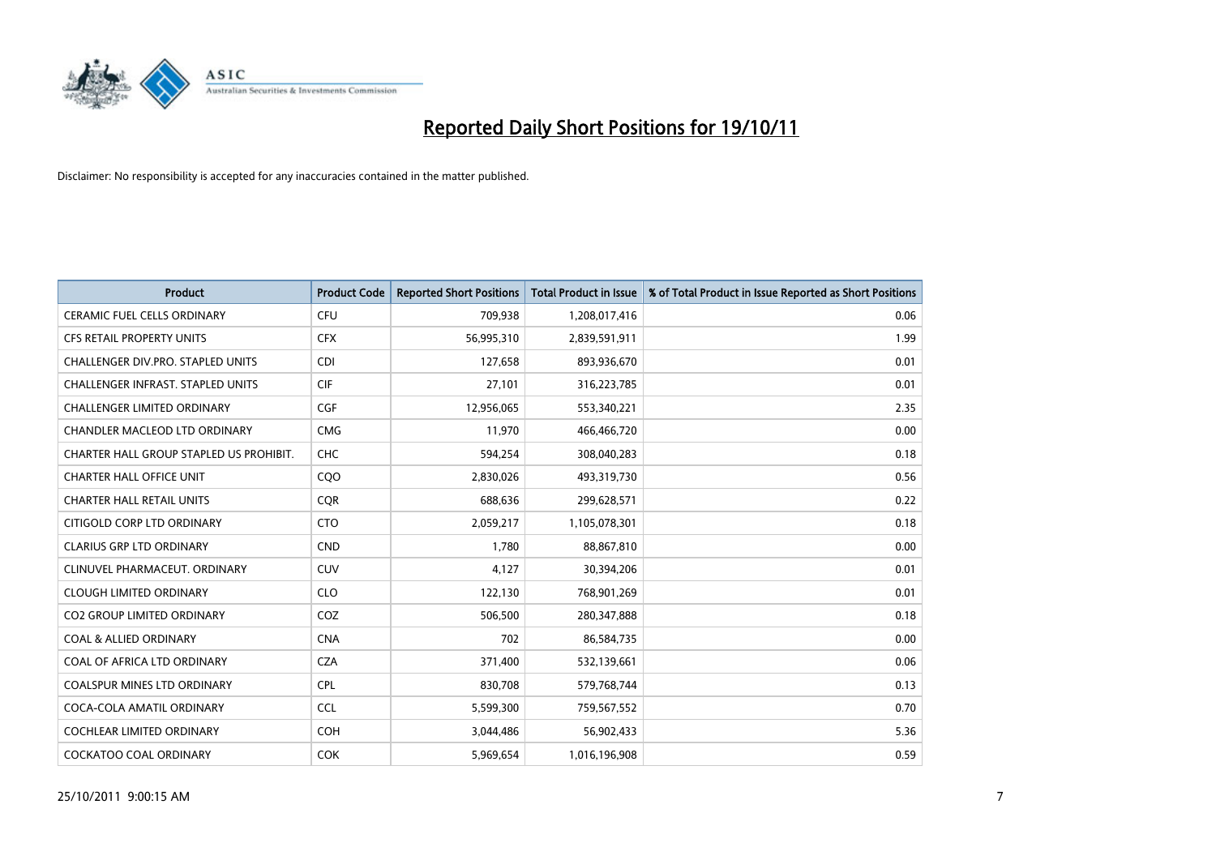# Reported Daily Short Positions for 19/10/11

Disclaimer: No responsibility is accepted for any inaccuracies contained in the matter published.

| Product | Product Code | Reported Short Positions | Total Product in Issue | % of Total Product in Issue Reported as Short Positions |
|---|---|---|---|---|
| CERAMIC FUEL CELLS ORDINARY | CFU | 709,938 | 1,208,017,416 | 0.06 |
| CFS RETAIL PROPERTY UNITS | CFX | 56,995,310 | 2,839,591,911 | 1.99 |
| CHALLENGER DIV.PRO. STAPLED UNITS | CDI | 127,658 | 893,936,670 | 0.01 |
| CHALLENGER INFRAST. STAPLED UNITS | CIF | 27,101 | 316,223,785 | 0.01 |
| CHALLENGER LIMITED ORDINARY | CGF | 12,956,065 | 553,340,221 | 2.35 |
| CHANDLER MACLEOD LTD ORDINARY | CMG | 11,970 | 466,466,720 | 0.00 |
| CHARTER HALL GROUP STAPLED US PROHIBIT. | CHC | 594,254 | 308,040,283 | 0.18 |
| CHARTER HALL OFFICE UNIT | CQO | 2,830,026 | 493,319,730 | 0.56 |
| CHARTER HALL RETAIL UNITS | CQR | 688,636 | 299,628,571 | 0.22 |
| CITIGOLD CORP LTD ORDINARY | CTO | 2,059,217 | 1,105,078,301 | 0.18 |
| CLARIUS GRP LTD ORDINARY | CND | 1,780 | 88,867,810 | 0.00 |
| CLINUVEL PHARMACEUT. ORDINARY | CUV | 4,127 | 30,394,206 | 0.01 |
| CLOUGH LIMITED ORDINARY | CLO | 122,130 | 768,901,269 | 0.01 |
| CO2 GROUP LIMITED ORDINARY | COZ | 506,500 | 280,347,888 | 0.18 |
| COAL & ALLIED ORDINARY | CNA | 702 | 86,584,735 | 0.00 |
| COAL OF AFRICA LTD ORDINARY | CZA | 371,400 | 532,139,661 | 0.06 |
| COALSPUR MINES LTD ORDINARY | CPL | 830,708 | 579,768,744 | 0.13 |
| COCA-COLA AMATIL ORDINARY | CCL | 5,599,300 | 759,567,552 | 0.70 |
| COCHLEAR LIMITED ORDINARY | COH | 3,044,486 | 56,902,433 | 5.36 |
| COCKATOO COAL ORDINARY | COK | 5,969,654 | 1,016,196,908 | 0.59 |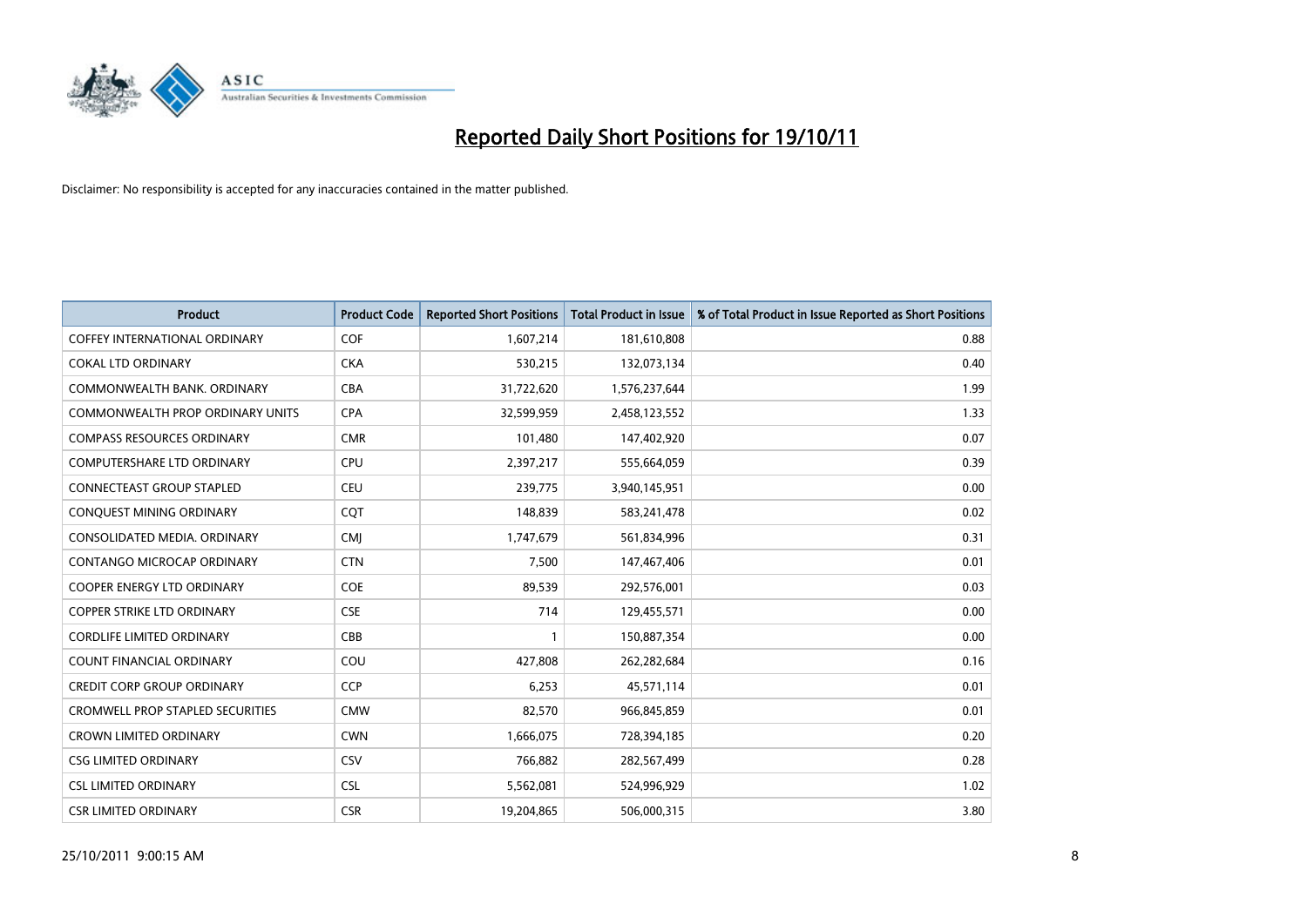# Reported Daily Short Positions for 19/10/11

Disclaimer: No responsibility is accepted for any inaccuracies contained in the matter published.

| Product | Product Code | Reported Short Positions | Total Product in Issue | % of Total Product in Issue Reported as Short Positions |
|---|---|---|---|---|
| COFFEY INTERNATIONAL ORDINARY | COF | 1,607,214 | 181,610,808 | 0.88 |
| COKAL LTD ORDINARY | CKA | 530,215 | 132,073,134 | 0.40 |
| COMMONWEALTH BANK. ORDINARY | CBA | 31,722,620 | 1,576,237,644 | 1.99 |
| COMMONWEALTH PROP ORDINARY UNITS | CPA | 32,599,959 | 2,458,123,552 | 1.33 |
| COMPASS RESOURCES ORDINARY | CMR | 101,480 | 147,402,920 | 0.07 |
| COMPUTERSHARE LTD ORDINARY | CPU | 2,397,217 | 555,664,059 | 0.39 |
| CONNECTEAST GROUP STAPLED | CEU | 239,775 | 3,940,145,951 | 0.00 |
| CONQUEST MINING ORDINARY | CQT | 148,839 | 583,241,478 | 0.02 |
| CONSOLIDATED MEDIA. ORDINARY | CMJ | 1,747,679 | 561,834,996 | 0.31 |
| CONTANGO MICROCAP ORDINARY | CTN | 7,500 | 147,467,406 | 0.01 |
| COOPER ENERGY LTD ORDINARY | COE | 89,539 | 292,576,001 | 0.03 |
| COPPER STRIKE LTD ORDINARY | CSE | 714 | 129,455,571 | 0.00 |
| CORDLIFE LIMITED ORDINARY | CBB | 1 | 150,887,354 | 0.00 |
| COUNT FINANCIAL ORDINARY | COU | 427,808 | 262,282,684 | 0.16 |
| CREDIT CORP GROUP ORDINARY | CCP | 6,253 | 45,571,114 | 0.01 |
| CROMWELL PROP STAPLED SECURITIES | CMW | 82,570 | 966,845,859 | 0.01 |
| CROWN LIMITED ORDINARY | CWN | 1,666,075 | 728,394,185 | 0.20 |
| CSG LIMITED ORDINARY | CSV | 766,882 | 282,567,499 | 0.28 |
| CSL LIMITED ORDINARY | CSL | 5,562,081 | 524,996,929 | 1.02 |
| CSR LIMITED ORDINARY | CSR | 19,204,865 | 506,000,315 | 3.80 |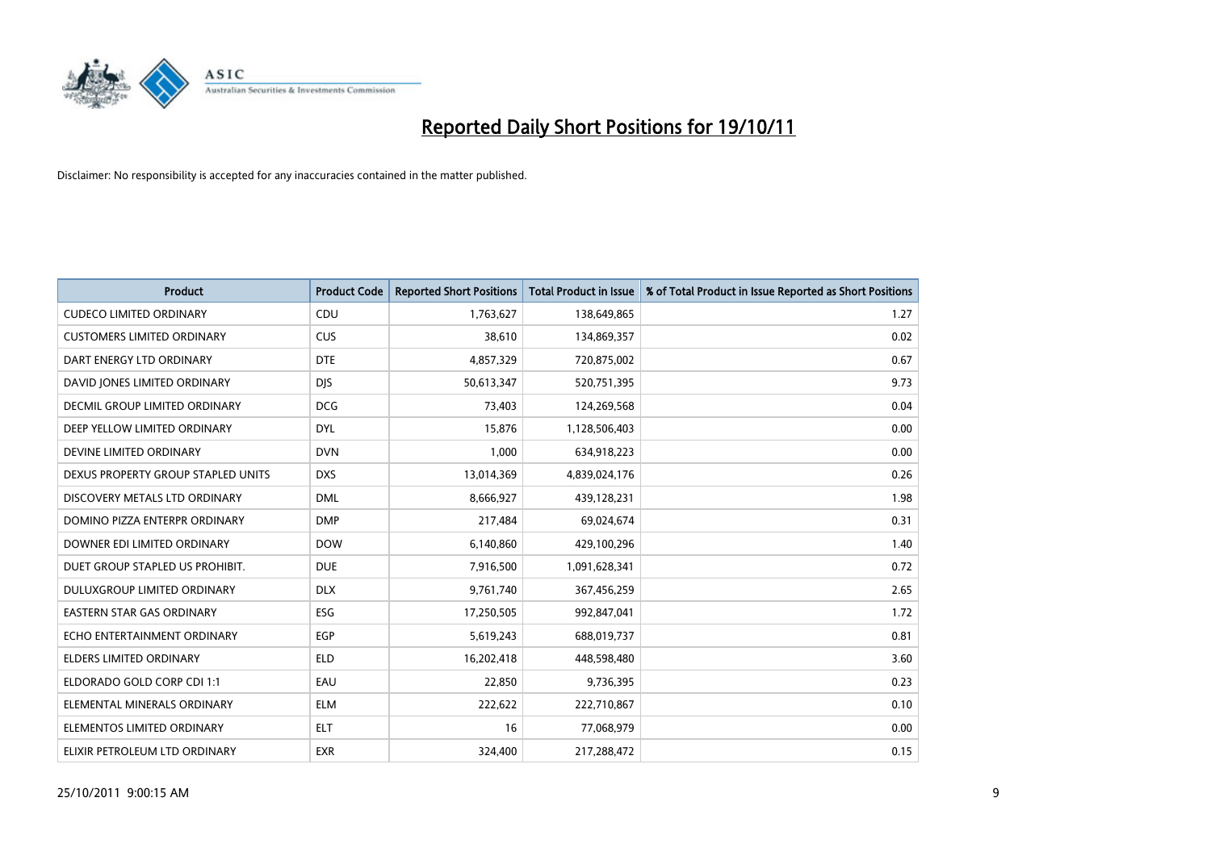# Reported Daily Short Positions for 19/10/11

Disclaimer: No responsibility is accepted for any inaccuracies contained in the matter published.

| Product | Product Code | Reported Short Positions | Total Product in Issue | % of Total Product in Issue Reported as Short Positions |
|---|---|---|---|---|
| CUDECO LIMITED ORDINARY | CDU | 1,763,627 | 138,649,865 | 1.27 |
| CUSTOMERS LIMITED ORDINARY | CUS | 38,610 | 134,869,357 | 0.02 |
| DART ENERGY LTD ORDINARY | DTE | 4,857,329 | 720,875,002 | 0.67 |
| DAVID JONES LIMITED ORDINARY | DJS | 50,613,347 | 520,751,395 | 9.73 |
| DECMIL GROUP LIMITED ORDINARY | DCG | 73,403 | 124,269,568 | 0.04 |
| DEEP YELLOW LIMITED ORDINARY | DYL | 15,876 | 1,128,506,403 | 0.00 |
| DEVINE LIMITED ORDINARY | DVN | 1,000 | 634,918,223 | 0.00 |
| DEXUS PROPERTY GROUP STAPLED UNITS | DXS | 13,014,369 | 4,839,024,176 | 0.26 |
| DISCOVERY METALS LTD ORDINARY | DML | 8,666,927 | 439,128,231 | 1.98 |
| DOMINO PIZZA ENTERPR ORDINARY | DMP | 217,484 | 69,024,674 | 0.31 |
| DOWNER EDI LIMITED ORDINARY | DOW | 6,140,860 | 429,100,296 | 1.40 |
| DUET GROUP STAPLED US PROHIBIT. | DUE | 7,916,500 | 1,091,628,341 | 0.72 |
| DULUXGROUP LIMITED ORDINARY | DLX | 9,761,740 | 367,456,259 | 2.65 |
| EASTERN STAR GAS ORDINARY | ESG | 17,250,505 | 992,847,041 | 1.72 |
| ECHO ENTERTAINMENT ORDINARY | EGP | 5,619,243 | 688,019,737 | 0.81 |
| ELDERS LIMITED ORDINARY | ELD | 16,202,418 | 448,598,480 | 3.60 |
| ELDORADO GOLD CORP CDI 1:1 | EAU | 22,850 | 9,736,395 | 0.23 |
| ELEMENTAL MINERALS ORDINARY | ELM | 222,622 | 222,710,867 | 0.10 |
| ELEMENTOS LIMITED ORDINARY | ELT | 16 | 77,068,979 | 0.00 |
| ELIXIR PETROLEUM LTD ORDINARY | EXR | 324,400 | 217,288,472 | 0.15 |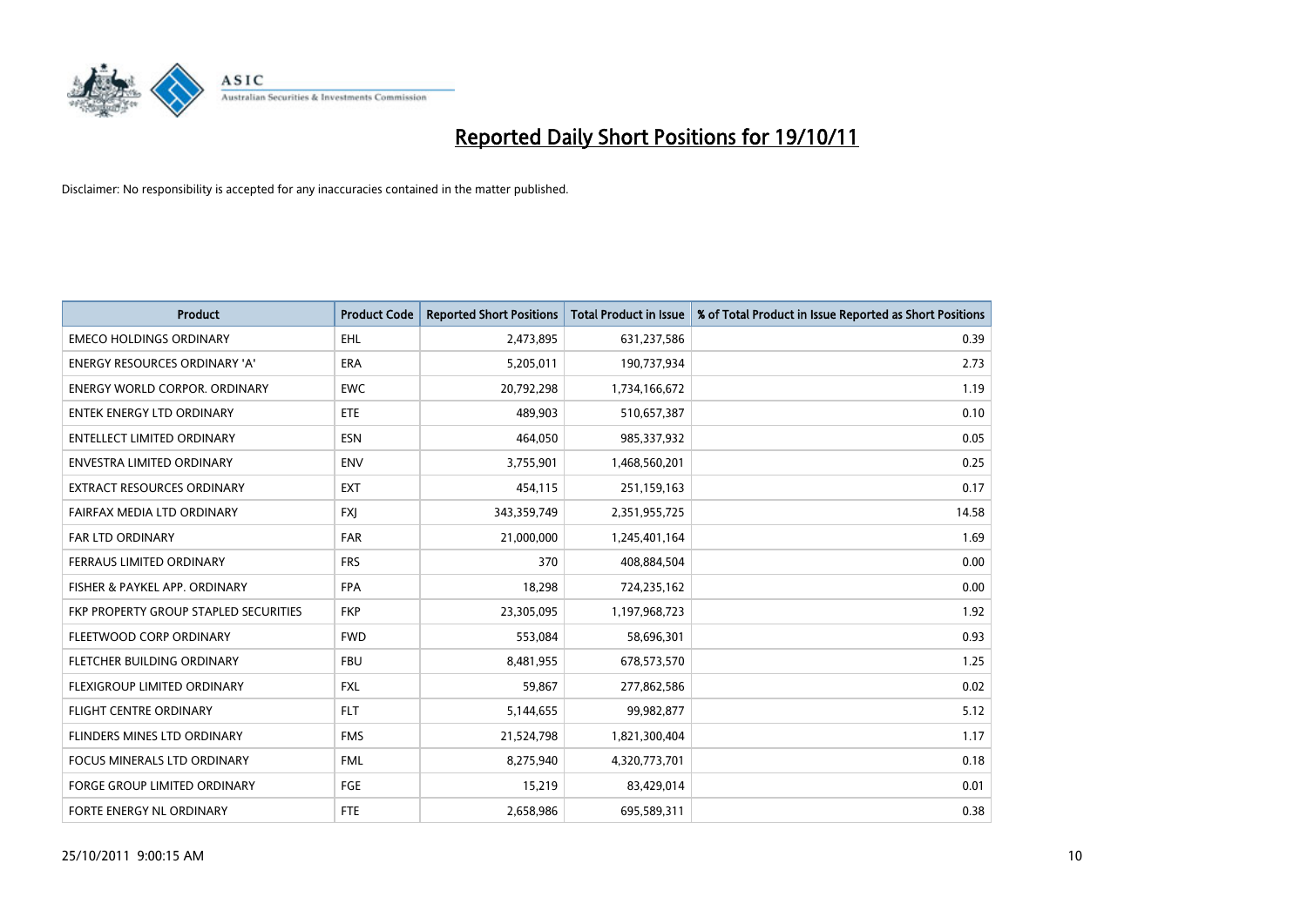# Reported Daily Short Positions for 19/10/11

Disclaimer: No responsibility is accepted for any inaccuracies contained in the matter published.

| Product | Product Code | Reported Short Positions | Total Product in Issue | % of Total Product in Issue Reported as Short Positions |
|---|---|---|---|---|
| EMECO HOLDINGS ORDINARY | EHL | 2,473,895 | 631,237,586 | 0.39 |
| ENERGY RESOURCES ORDINARY 'A' | ERA | 5,205,011 | 190,737,934 | 2.73 |
| ENERGY WORLD CORPOR. ORDINARY | EWC | 20,792,298 | 1,734,166,672 | 1.19 |
| ENTEK ENERGY LTD ORDINARY | ETE | 489,903 | 510,657,387 | 0.10 |
| ENTELLECT LIMITED ORDINARY | ESN | 464,050 | 985,337,932 | 0.05 |
| ENVESTRA LIMITED ORDINARY | ENV | 3,755,901 | 1,468,560,201 | 0.25 |
| EXTRACT RESOURCES ORDINARY | EXT | 454,115 | 251,159,163 | 0.17 |
| FAIRFAX MEDIA LTD ORDINARY | FXJ | 343,359,749 | 2,351,955,725 | 14.58 |
| FAR LTD ORDINARY | FAR | 21,000,000 | 1,245,401,164 | 1.69 |
| FERRAUS LIMITED ORDINARY | FRS | 370 | 408,884,504 | 0.00 |
| FISHER & PAYKEL APP. ORDINARY | FPA | 18,298 | 724,235,162 | 0.00 |
| FKP PROPERTY GROUP STAPLED SECURITIES | FKP | 23,305,095 | 1,197,968,723 | 1.92 |
| FLEETWOOD CORP ORDINARY | FWD | 553,084 | 58,696,301 | 0.93 |
| FLETCHER BUILDING ORDINARY | FBU | 8,481,955 | 678,573,570 | 1.25 |
| FLEXIGROUP LIMITED ORDINARY | FXL | 59,867 | 277,862,586 | 0.02 |
| FLIGHT CENTRE ORDINARY | FLT | 5,144,655 | 99,982,877 | 5.12 |
| FLINDERS MINES LTD ORDINARY | FMS | 21,524,798 | 1,821,300,404 | 1.17 |
| FOCUS MINERALS LTD ORDINARY | FML | 8,275,940 | 4,320,773,701 | 0.18 |
| FORGE GROUP LIMITED ORDINARY | FGE | 15,219 | 83,429,014 | 0.01 |
| FORTE ENERGY NL ORDINARY | FTE | 2,658,986 | 695,589,311 | 0.38 |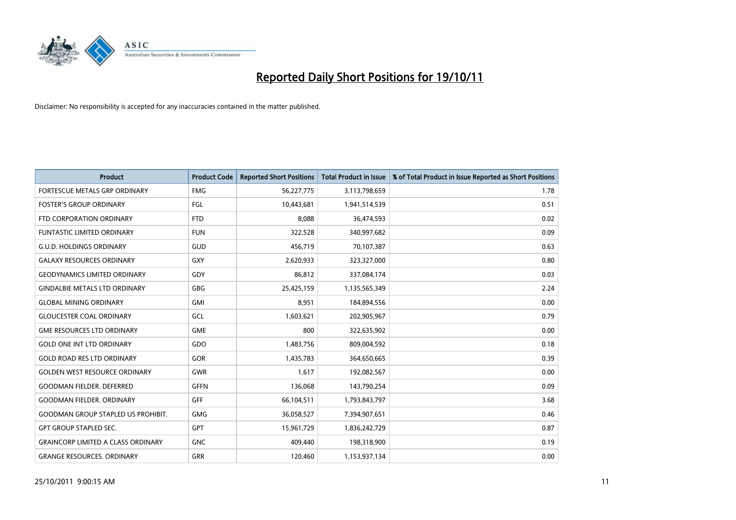# Reported Daily Short Positions for 19/10/11

Disclaimer: No responsibility is accepted for any inaccuracies contained in the matter published.

| Product | Product Code | Reported Short Positions | Total Product in Issue | % of Total Product in Issue Reported as Short Positions |
|---|---|---|---|---|
| FORTESCUE METALS GRP ORDINARY | FMG | 56,227,775 | 3,113,798,659 | 1.78 |
| FOSTER'S GROUP ORDINARY | FGL | 10,443,681 | 1,941,514,539 | 0.51 |
| FTD CORPORATION ORDINARY | FTD | 8,088 | 36,474,593 | 0.02 |
| FUNTASTIC LIMITED ORDINARY | FUN | 322,528 | 340,997,682 | 0.09 |
| G.U.D. HOLDINGS ORDINARY | GUD | 456,719 | 70,107,387 | 0.63 |
| GALAXY RESOURCES ORDINARY | GXY | 2,620,933 | 323,327,000 | 0.80 |
| GEODYNAMICS LIMITED ORDINARY | GDY | 86,812 | 337,084,174 | 0.03 |
| GINDALBIE METALS LTD ORDINARY | GBG | 25,425,159 | 1,135,565,349 | 2.24 |
| GLOBAL MINING ORDINARY | GMI | 8,951 | 184,894,556 | 0.00 |
| GLOUCESTER COAL ORDINARY | GCL | 1,603,621 | 202,905,967 | 0.79 |
| GME RESOURCES LTD ORDINARY | GME | 800 | 322,635,902 | 0.00 |
| GOLD ONE INT LTD ORDINARY | GDO | 1,483,756 | 809,004,592 | 0.18 |
| GOLD ROAD RES LTD ORDINARY | GOR | 1,435,783 | 364,650,665 | 0.39 |
| GOLDEN WEST RESOURCE ORDINARY | GWR | 1,617 | 192,082,567 | 0.00 |
| GOODMAN FIELDER. DEFERRED | GFFN | 136,068 | 143,790,254 | 0.09 |
| GOODMAN FIELDER. ORDINARY | GFF | 66,104,511 | 1,793,843,797 | 3.68 |
| GOODMAN GROUP STAPLED US PROHIBIT. | GMG | 36,058,527 | 7,394,907,651 | 0.46 |
| GPT GROUP STAPLED SEC. | GPT | 15,961,729 | 1,836,242,729 | 0.87 |
| GRAINCORP LIMITED A CLASS ORDINARY | GNC | 409,440 | 198,318,900 | 0.19 |
| GRANGE RESOURCES. ORDINARY | GRR | 120,460 | 1,153,937,134 | 0.00 |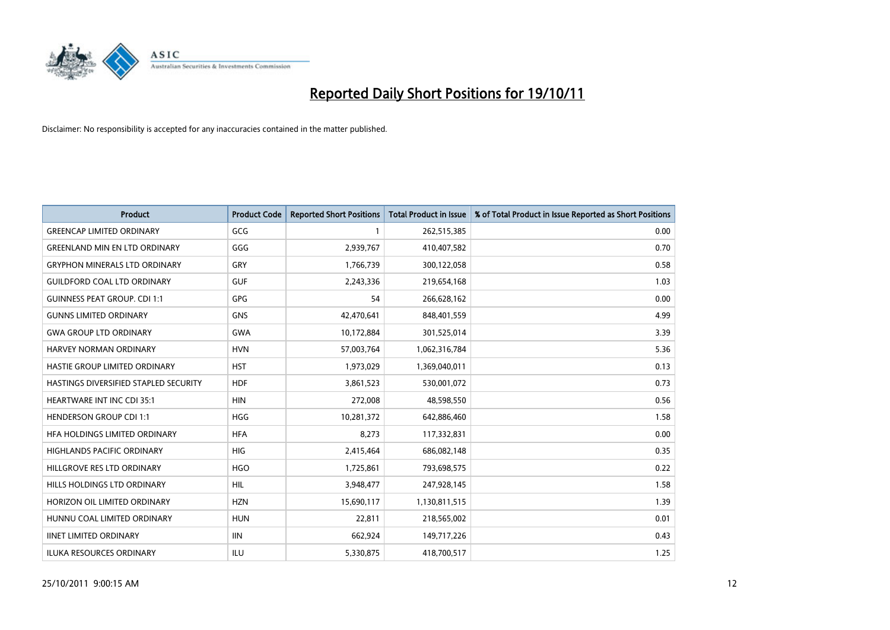# Reported Daily Short Positions for 19/10/11

Disclaimer: No responsibility is accepted for any inaccuracies contained in the matter published.

| Product | Product Code | Reported Short Positions | Total Product in Issue | % of Total Product in Issue Reported as Short Positions |
|---|---|---|---|---|
| GREENCAP LIMITED ORDINARY | GCG | 1 | 262,515,385 | 0.00 |
| GREENLAND MIN EN LTD ORDINARY | GGG | 2,939,767 | 410,407,582 | 0.70 |
| GRYPHON MINERALS LTD ORDINARY | GRY | 1,766,739 | 300,122,058 | 0.58 |
| GUILDFORD COAL LTD ORDINARY | GUF | 2,243,336 | 219,654,168 | 1.03 |
| GUINNESS PEAT GROUP. CDI 1:1 | GPG | 54 | 266,628,162 | 0.00 |
| GUNNS LIMITED ORDINARY | GNS | 42,470,641 | 848,401,559 | 4.99 |
| GWA GROUP LTD ORDINARY | GWA | 10,172,884 | 301,525,014 | 3.39 |
| HARVEY NORMAN ORDINARY | HVN | 57,003,764 | 1,062,316,784 | 5.36 |
| HASTIE GROUP LIMITED ORDINARY | HST | 1,973,029 | 1,369,040,011 | 0.13 |
| HASTINGS DIVERSIFIED STAPLED SECURITY | HDF | 3,861,523 | 530,001,072 | 0.73 |
| HEARTWARE INT INC CDI 35:1 | HIN | 272,008 | 48,598,550 | 0.56 |
| HENDERSON GROUP CDI 1:1 | HGG | 10,281,372 | 642,886,460 | 1.58 |
| HFA HOLDINGS LIMITED ORDINARY | HFA | 8,273 | 117,332,831 | 0.00 |
| HIGHLANDS PACIFIC ORDINARY | HIG | 2,415,464 | 686,082,148 | 0.35 |
| HILLGROVE RES LTD ORDINARY | HGO | 1,725,861 | 793,698,575 | 0.22 |
| HILLS HOLDINGS LTD ORDINARY | HIL | 3,948,477 | 247,928,145 | 1.58 |
| HORIZON OIL LIMITED ORDINARY | HZN | 15,690,117 | 1,130,811,515 | 1.39 |
| HUNNU COAL LIMITED ORDINARY | HUN | 22,811 | 218,565,002 | 0.01 |
| IINET LIMITED ORDINARY | IIN | 662,924 | 149,717,226 | 0.43 |
| ILUKA RESOURCES ORDINARY | ILU | 5,330,875 | 418,700,517 | 1.25 |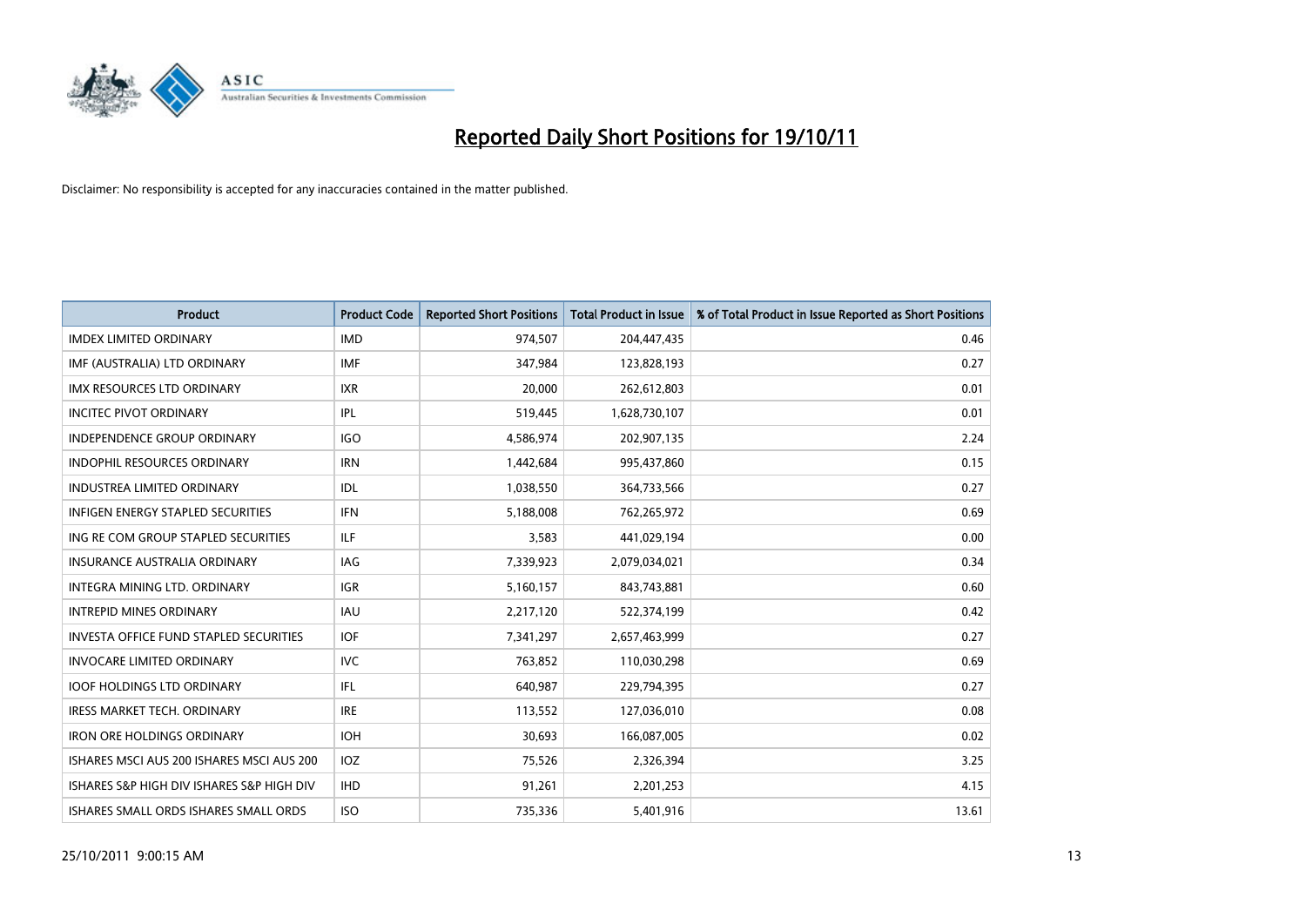# Reported Daily Short Positions for 19/10/11

Disclaimer: No responsibility is accepted for any inaccuracies contained in the matter published.

| Product | Product Code | Reported Short Positions | Total Product in Issue | % of Total Product in Issue Reported as Short Positions |
|---|---|---|---|---|
| IMDEX LIMITED ORDINARY | IMD | 974,507 | 204,447,435 | 0.46 |
| IMF (AUSTRALIA) LTD ORDINARY | IMF | 347,984 | 123,828,193 | 0.27 |
| IMX RESOURCES LTD ORDINARY | IXR | 20,000 | 262,612,803 | 0.01 |
| INCITEC PIVOT ORDINARY | IPL | 519,445 | 1,628,730,107 | 0.01 |
| INDEPENDENCE GROUP ORDINARY | IGO | 4,586,974 | 202,907,135 | 2.24 |
| INDOPHIL RESOURCES ORDINARY | IRN | 1,442,684 | 995,437,860 | 0.15 |
| INDUSTREA LIMITED ORDINARY | IDL | 1,038,550 | 364,733,566 | 0.27 |
| INFIGEN ENERGY STAPLED SECURITIES | IFN | 5,188,008 | 762,265,972 | 0.69 |
| ING RE COM GROUP STAPLED SECURITIES | ILF | 3,583 | 441,029,194 | 0.00 |
| INSURANCE AUSTRALIA ORDINARY | IAG | 7,339,923 | 2,079,034,021 | 0.34 |
| INTEGRA MINING LTD. ORDINARY | IGR | 5,160,157 | 843,743,881 | 0.60 |
| INTREPID MINES ORDINARY | IAU | 2,217,120 | 522,374,199 | 0.42 |
| INVESTA OFFICE FUND STAPLED SECURITIES | IOF | 7,341,297 | 2,657,463,999 | 0.27 |
| INVOCARE LIMITED ORDINARY | IVC | 763,852 | 110,030,298 | 0.69 |
| IOOF HOLDINGS LTD ORDINARY | IFL | 640,987 | 229,794,395 | 0.27 |
| IRESS MARKET TECH. ORDINARY | IRE | 113,552 | 127,036,010 | 0.08 |
| IRON ORE HOLDINGS ORDINARY | IOH | 30,693 | 166,087,005 | 0.02 |
| ISHARES MSCI AUS 200 ISHARES MSCI AUS 200 | IOZ | 75,526 | 2,326,394 | 3.25 |
| ISHARES S&P HIGH DIV ISHARES S&P HIGH DIV | IHD | 91,261 | 2,201,253 | 4.15 |
| ISHARES SMALL ORDS ISHARES SMALL ORDS | ISO | 735,336 | 5,401,916 | 13.61 |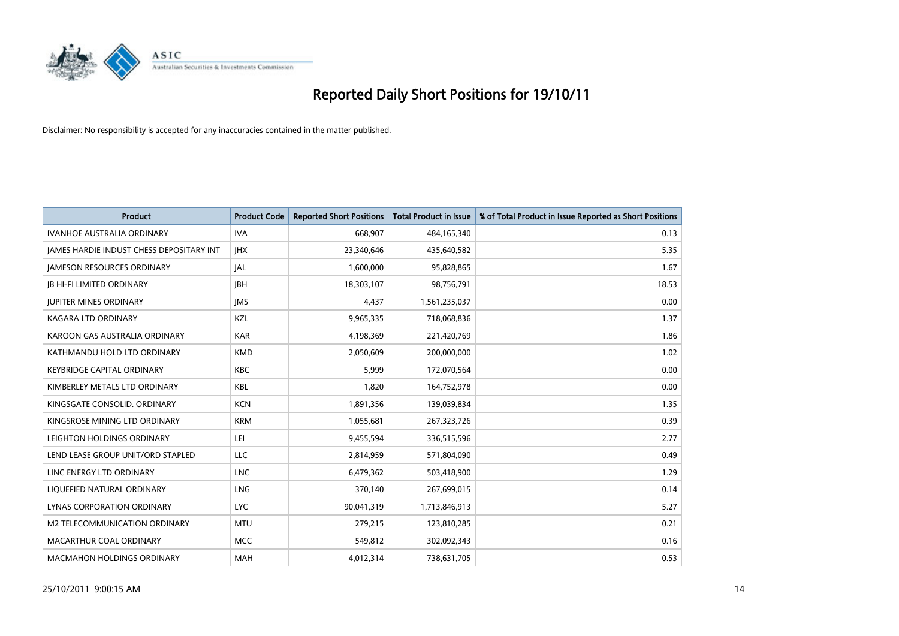# Reported Daily Short Positions for 19/10/11

Disclaimer: No responsibility is accepted for any inaccuracies contained in the matter published.

| Product | Product Code | Reported Short Positions | Total Product in Issue | % of Total Product in Issue Reported as Short Positions |
|---|---|---|---|---|
| IVANHOE AUSTRALIA ORDINARY | IVA | 668,907 | 484,165,340 | 0.13 |
| JAMES HARDIE INDUST CHESS DEPOSITARY INT | JHX | 23,340,646 | 435,640,582 | 5.35 |
| JAMESON RESOURCES ORDINARY | JAL | 1,600,000 | 95,828,865 | 1.67 |
| JB HI-FI LIMITED ORDINARY | JBH | 18,303,107 | 98,756,791 | 18.53 |
| JUPITER MINES ORDINARY | JMS | 4,437 | 1,561,235,037 | 0.00 |
| KAGARA LTD ORDINARY | KZL | 9,965,335 | 718,068,836 | 1.37 |
| KAROON GAS AUSTRALIA ORDINARY | KAR | 4,198,369 | 221,420,769 | 1.86 |
| KATHMANDU HOLD LTD ORDINARY | KMD | 2,050,609 | 200,000,000 | 1.02 |
| KEYBRIDGE CAPITAL ORDINARY | KBC | 5,999 | 172,070,564 | 0.00 |
| KIMBERLEY METALS LTD ORDINARY | KBL | 1,820 | 164,752,978 | 0.00 |
| KINGSGATE CONSOLID. ORDINARY | KCN | 1,891,356 | 139,039,834 | 1.35 |
| KINGSROSE MINING LTD ORDINARY | KRM | 1,055,681 | 267,323,726 | 0.39 |
| LEIGHTON HOLDINGS ORDINARY | LEI | 9,455,594 | 336,515,596 | 2.77 |
| LEND LEASE GROUP UNIT/ORD STAPLED | LLC | 2,814,959 | 571,804,090 | 0.49 |
| LINC ENERGY LTD ORDINARY | LNC | 6,479,362 | 503,418,900 | 1.29 |
| LIQUEFIED NATURAL ORDINARY | LNG | 370,140 | 267,699,015 | 0.14 |
| LYNAS CORPORATION ORDINARY | LYC | 90,041,319 | 1,713,846,913 | 5.27 |
| M2 TELECOMMUNICATION ORDINARY | MTU | 279,215 | 123,810,285 | 0.21 |
| MACARTHUR COAL ORDINARY | MCC | 549,812 | 302,092,343 | 0.16 |
| MACMAHON HOLDINGS ORDINARY | MAH | 4,012,314 | 738,631,705 | 0.53 |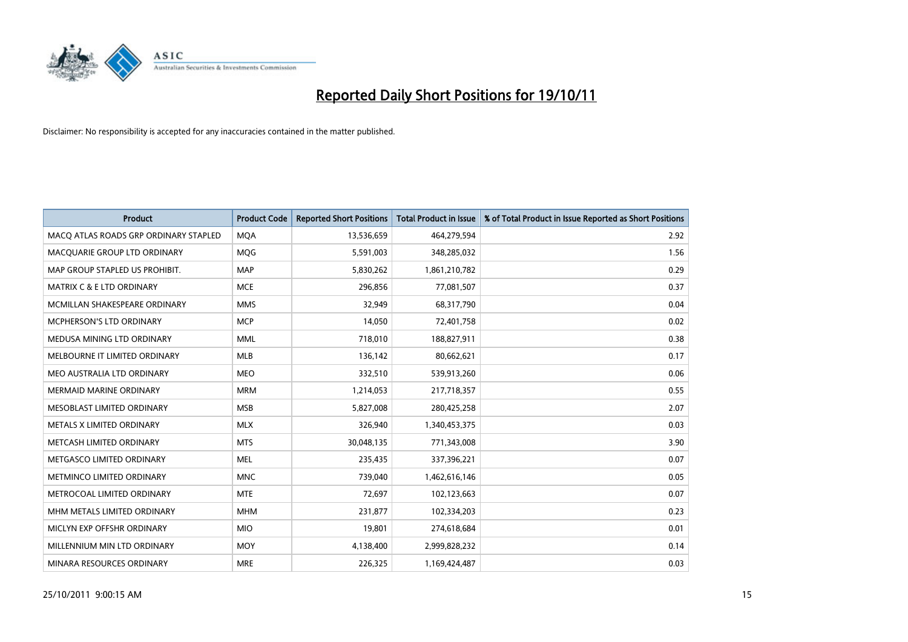# Reported Daily Short Positions for 19/10/11

Disclaimer: No responsibility is accepted for any inaccuracies contained in the matter published.

| Product | Product Code | Reported Short Positions | Total Product in Issue | % of Total Product in Issue Reported as Short Positions |
| --- | --- | --- | --- | --- |
| MACQ ATLAS ROADS GRP ORDINARY STAPLED | MQA | 13,536,659 | 464,279,594 | 2.92 |
| MACQUARIE GROUP LTD ORDINARY | MQG | 5,591,003 | 348,285,032 | 1.56 |
| MAP GROUP STAPLED US PROHIBIT. | MAP | 5,830,262 | 1,861,210,782 | 0.29 |
| MATRIX C & E LTD ORDINARY | MCE | 296,856 | 77,081,507 | 0.37 |
| MCMILLAN SHAKESPEARE ORDINARY | MMS | 32,949 | 68,317,790 | 0.04 |
| MCPHERSON'S LTD ORDINARY | MCP | 14,050 | 72,401,758 | 0.02 |
| MEDUSA MINING LTD ORDINARY | MML | 718,010 | 188,827,911 | 0.38 |
| MELBOURNE IT LIMITED ORDINARY | MLB | 136,142 | 80,662,621 | 0.17 |
| MEO AUSTRALIA LTD ORDINARY | MEO | 332,510 | 539,913,260 | 0.06 |
| MERMAID MARINE ORDINARY | MRM | 1,214,053 | 217,718,357 | 0.55 |
| MESOBLAST LIMITED ORDINARY | MSB | 5,827,008 | 280,425,258 | 2.07 |
| METALS X LIMITED ORDINARY | MLX | 326,940 | 1,340,453,375 | 0.03 |
| METCASH LIMITED ORDINARY | MTS | 30,048,135 | 771,343,008 | 3.90 |
| METGASCO LIMITED ORDINARY | MEL | 235,435 | 337,396,221 | 0.07 |
| METMINCO LIMITED ORDINARY | MNC | 739,040 | 1,462,616,146 | 0.05 |
| METROCOAL LIMITED ORDINARY | MTE | 72,697 | 102,123,663 | 0.07 |
| MHM METALS LIMITED ORDINARY | MHM | 231,877 | 102,334,203 | 0.23 |
| MICLYN EXP OFFSHR ORDINARY | MIO | 19,801 | 274,618,684 | 0.01 |
| MILLENNIUM MIN LTD ORDINARY | MOY | 4,138,400 | 2,999,828,232 | 0.14 |
| MINARA RESOURCES ORDINARY | MRE | 226,325 | 1,169,424,487 | 0.03 |

25/10/2011 9:00:15 AM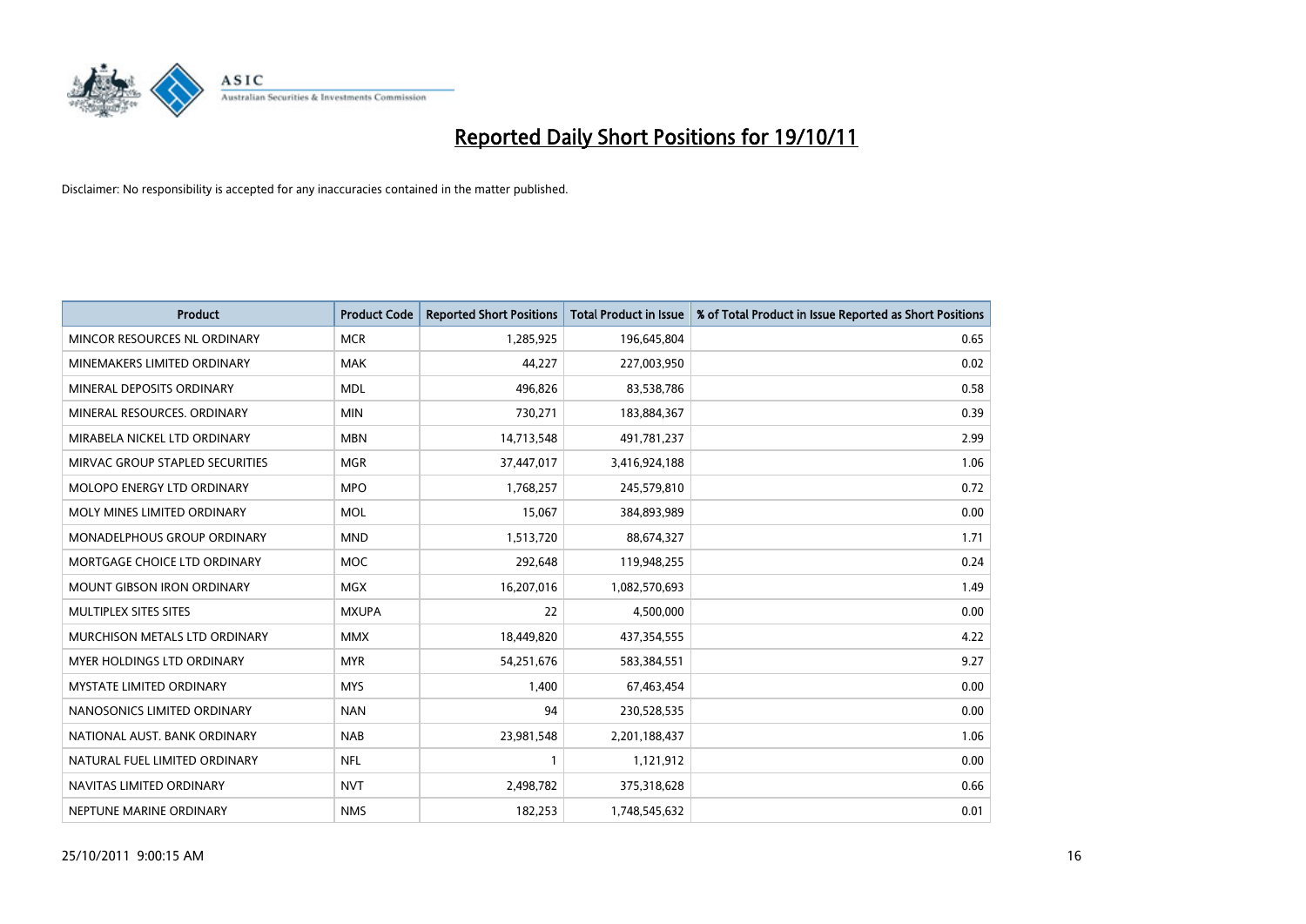# Reported Daily Short Positions for 19/10/11

Disclaimer: No responsibility is accepted for any inaccuracies contained in the matter published.

| Product | Product Code | Reported Short Positions | Total Product in Issue | % of Total Product in Issue Reported as Short Positions |
|---|---|---|---|---|
| MINCOR RESOURCES NL ORDINARY | MCR | 1,285,925 | 196,645,804 | 0.65 |
| MINEMAKERS LIMITED ORDINARY | MAK | 44,227 | 227,003,950 | 0.02 |
| MINERAL DEPOSITS ORDINARY | MDL | 496,826 | 83,538,786 | 0.58 |
| MINERAL RESOURCES. ORDINARY | MIN | 730,271 | 183,884,367 | 0.39 |
| MIRABELA NICKEL LTD ORDINARY | MBN | 14,713,548 | 491,781,237 | 2.99 |
| MIRVAC GROUP STAPLED SECURITIES | MGR | 37,447,017 | 3,416,924,188 | 1.06 |
| MOLOPO ENERGY LTD ORDINARY | MPO | 1,768,257 | 245,579,810 | 0.72 |
| MOLY MINES LIMITED ORDINARY | MOL | 15,067 | 384,893,989 | 0.00 |
| MONADELPHOUS GROUP ORDINARY | MND | 1,513,720 | 88,674,327 | 1.71 |
| MORTGAGE CHOICE LTD ORDINARY | MOC | 292,648 | 119,948,255 | 0.24 |
| MOUNT GIBSON IRON ORDINARY | MGX | 16,207,016 | 1,082,570,693 | 1.49 |
| MULTIPLEX SITES SITES | MXUPA | 22 | 4,500,000 | 0.00 |
| MURCHISON METALS LTD ORDINARY | MMX | 18,449,820 | 437,354,555 | 4.22 |
| MYER HOLDINGS LTD ORDINARY | MYR | 54,251,676 | 583,384,551 | 9.27 |
| MYSTATE LIMITED ORDINARY | MYS | 1,400 | 67,463,454 | 0.00 |
| NANOSONICS LIMITED ORDINARY | NAN | 94 | 230,528,535 | 0.00 |
| NATIONAL AUST. BANK ORDINARY | NAB | 23,981,548 | 2,201,188,437 | 1.06 |
| NATURAL FUEL LIMITED ORDINARY | NFL | 1 | 1,121,912 | 0.00 |
| NAVITAS LIMITED ORDINARY | NVT | 2,498,782 | 375,318,628 | 0.66 |
| NEPTUNE MARINE ORDINARY | NMS | 182,253 | 1,748,545,632 | 0.01 |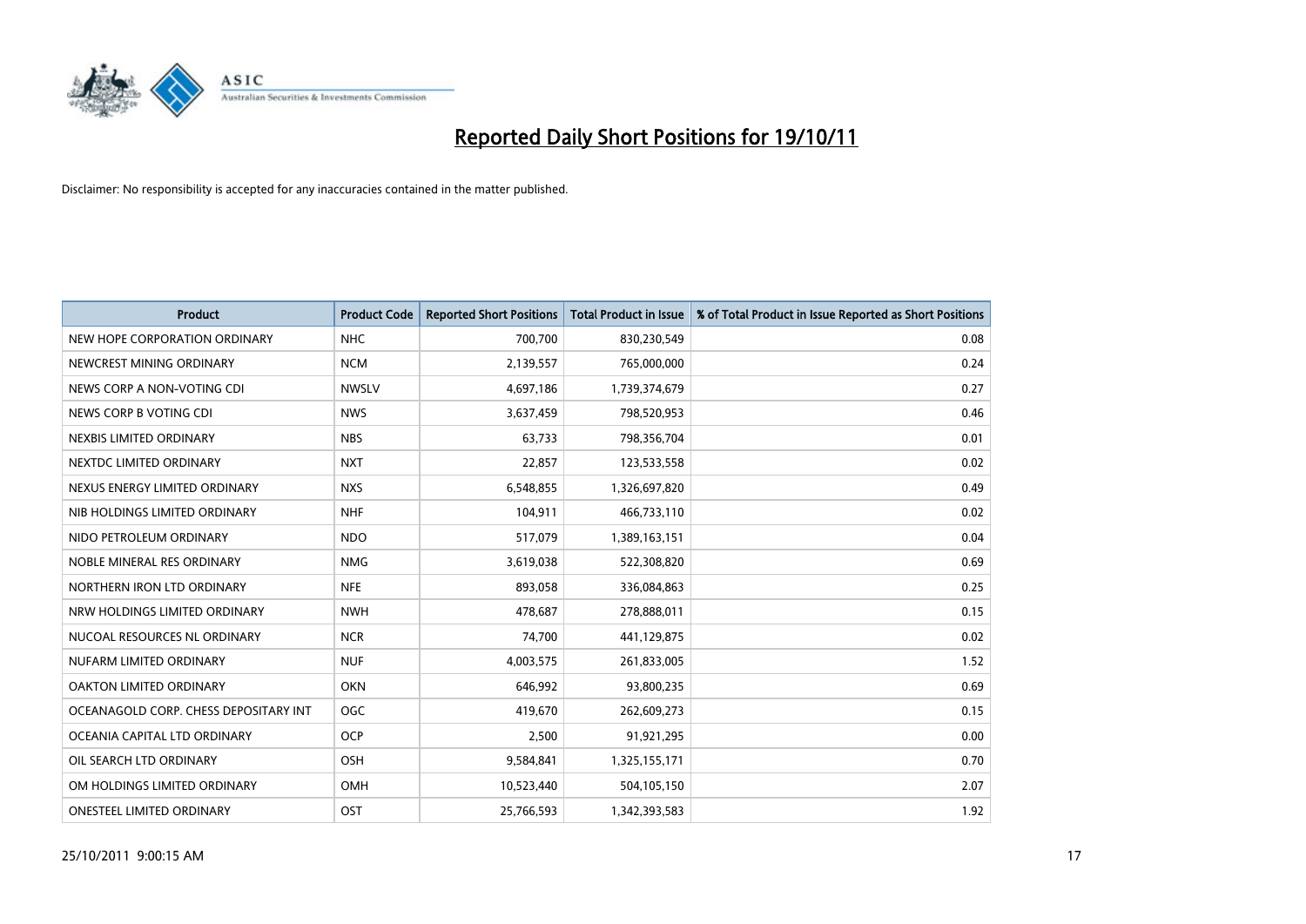# Reported Daily Short Positions for 19/10/11

Disclaimer: No responsibility is accepted for any inaccuracies contained in the matter published.

| Product | Product Code | Reported Short Positions | Total Product in Issue | % of Total Product in Issue Reported as Short Positions |
|---|---|---|---|---|
| NEW HOPE CORPORATION ORDINARY | NHC | 700,700 | 830,230,549 | 0.08 |
| NEWCREST MINING ORDINARY | NCM | 2,139,557 | 765,000,000 | 0.24 |
| NEWS CORP A NON-VOTING CDI | NWSLV | 4,697,186 | 1,739,374,679 | 0.27 |
| NEWS CORP B VOTING CDI | NWS | 3,637,459 | 798,520,953 | 0.46 |
| NEXBIS LIMITED ORDINARY | NBS | 63,733 | 798,356,704 | 0.01 |
| NEXTDC LIMITED ORDINARY | NXT | 22,857 | 123,533,558 | 0.02 |
| NEXUS ENERGY LIMITED ORDINARY | NXS | 6,548,855 | 1,326,697,820 | 0.49 |
| NIB HOLDINGS LIMITED ORDINARY | NHF | 104,911 | 466,733,110 | 0.02 |
| NIDO PETROLEUM ORDINARY | NDO | 517,079 | 1,389,163,151 | 0.04 |
| NOBLE MINERAL RES ORDINARY | NMG | 3,619,038 | 522,308,820 | 0.69 |
| NORTHERN IRON LTD ORDINARY | NFE | 893,058 | 336,084,863 | 0.25 |
| NRW HOLDINGS LIMITED ORDINARY | NWH | 478,687 | 278,888,011 | 0.15 |
| NUCOAL RESOURCES NL ORDINARY | NCR | 74,700 | 441,129,875 | 0.02 |
| NUFARM LIMITED ORDINARY | NUF | 4,003,575 | 261,833,005 | 1.52 |
| OAKTON LIMITED ORDINARY | OKN | 646,992 | 93,800,235 | 0.69 |
| OCEANAGOLD CORP. CHESS DEPOSITARY INT | OGC | 419,670 | 262,609,273 | 0.15 |
| OCEANIA CAPITAL LTD ORDINARY | OCP | 2,500 | 91,921,295 | 0.00 |
| OIL SEARCH LTD ORDINARY | OSH | 9,584,841 | 1,325,155,171 | 0.70 |
| OM HOLDINGS LIMITED ORDINARY | OMH | 10,523,440 | 504,105,150 | 2.07 |
| ONESTEEL LIMITED ORDINARY | OST | 25,766,593 | 1,342,393,583 | 1.92 |

25/10/2011 9:00:15 AM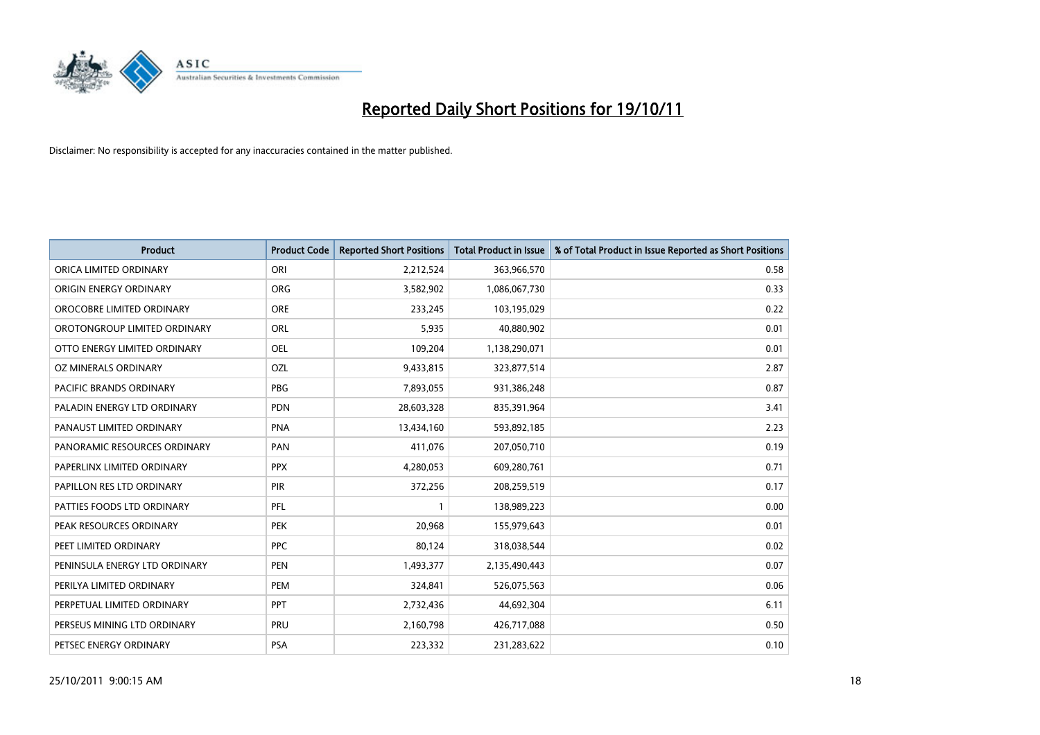# Reported Daily Short Positions for 19/10/11

Disclaimer: No responsibility is accepted for any inaccuracies contained in the matter published.

| Product | Product Code | Reported Short Positions | Total Product in Issue | % of Total Product in Issue Reported as Short Positions |
|---|---|---|---|---|
| ORICA LIMITED ORDINARY | ORI | 2,212,524 | 363,966,570 | 0.58 |
| ORIGIN ENERGY ORDINARY | ORG | 3,582,902 | 1,086,067,730 | 0.33 |
| OROCOBRE LIMITED ORDINARY | ORE | 233,245 | 103,195,029 | 0.22 |
| OROTONGROUP LIMITED ORDINARY | ORL | 5,935 | 40,880,902 | 0.01 |
| OTTO ENERGY LIMITED ORDINARY | OEL | 109,204 | 1,138,290,071 | 0.01 |
| OZ MINERALS ORDINARY | OZL | 9,433,815 | 323,877,514 | 2.87 |
| PACIFIC BRANDS ORDINARY | PBG | 7,893,055 | 931,386,248 | 0.87 |
| PALADIN ENERGY LTD ORDINARY | PDN | 28,603,328 | 835,391,964 | 3.41 |
| PANAUST LIMITED ORDINARY | PNA | 13,434,160 | 593,892,185 | 2.23 |
| PANORAMIC RESOURCES ORDINARY | PAN | 411,076 | 207,050,710 | 0.19 |
| PAPERLINX LIMITED ORDINARY | PPX | 4,280,053 | 609,280,761 | 0.71 |
| PAPILLON RES LTD ORDINARY | PIR | 372,256 | 208,259,519 | 0.17 |
| PATTIES FOODS LTD ORDINARY | PFL | 1 | 138,989,223 | 0.00 |
| PEAK RESOURCES ORDINARY | PEK | 20,968 | 155,979,643 | 0.01 |
| PEET LIMITED ORDINARY | PPC | 80,124 | 318,038,544 | 0.02 |
| PENINSULA ENERGY LTD ORDINARY | PEN | 1,493,377 | 2,135,490,443 | 0.07 |
| PERILYA LIMITED ORDINARY | PEM | 324,841 | 526,075,563 | 0.06 |
| PERPETUAL LIMITED ORDINARY | PPT | 2,732,436 | 44,692,304 | 6.11 |
| PERSEUS MINING LTD ORDINARY | PRU | 2,160,798 | 426,717,088 | 0.50 |
| PETSEC ENERGY ORDINARY | PSA | 223,332 | 231,283,622 | 0.10 |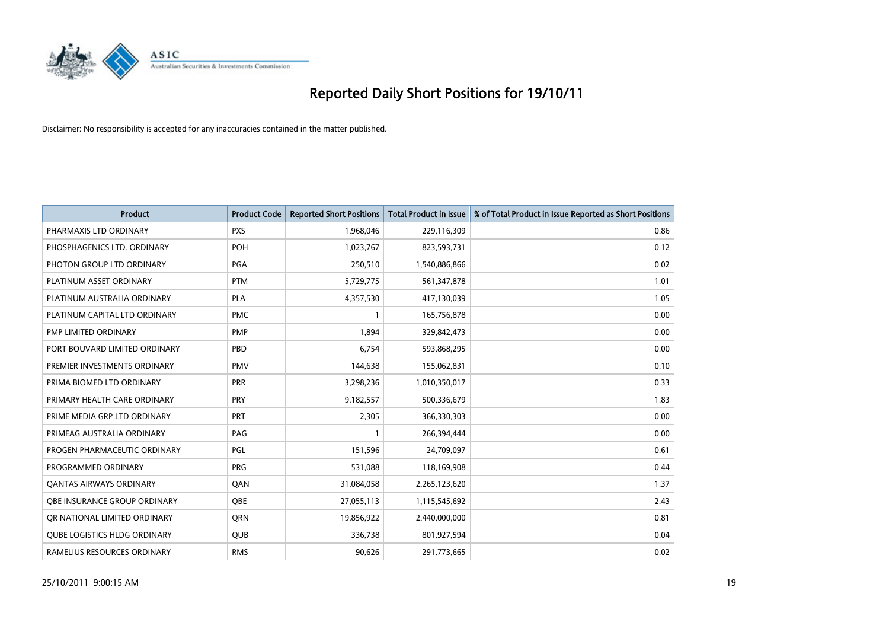# Reported Daily Short Positions for 19/10/11

Disclaimer: No responsibility is accepted for any inaccuracies contained in the matter published.

| Product | Product Code | Reported Short Positions | Total Product in Issue | % of Total Product in Issue Reported as Short Positions |
|---|---|---|---|---|
| PHARMAXIS LTD ORDINARY | PXS | 1,968,046 | 229,116,309 | 0.86 |
| PHOSPHAGENICS LTD. ORDINARY | POH | 1,023,767 | 823,593,731 | 0.12 |
| PHOTON GROUP LTD ORDINARY | PGA | 250,510 | 1,540,886,866 | 0.02 |
| PLATINUM ASSET ORDINARY | PTM | 5,729,775 | 561,347,878 | 1.01 |
| PLATINUM AUSTRALIA ORDINARY | PLA | 4,357,530 | 417,130,039 | 1.05 |
| PLATINUM CAPITAL LTD ORDINARY | PMC | 1 | 165,756,878 | 0.00 |
| PMP LIMITED ORDINARY | PMP | 1,894 | 329,842,473 | 0.00 |
| PORT BOUVARD LIMITED ORDINARY | PBD | 6,754 | 593,868,295 | 0.00 |
| PREMIER INVESTMENTS ORDINARY | PMV | 144,638 | 155,062,831 | 0.10 |
| PRIMA BIOMED LTD ORDINARY | PRR | 3,298,236 | 1,010,350,017 | 0.33 |
| PRIMARY HEALTH CARE ORDINARY | PRY | 9,182,557 | 500,336,679 | 1.83 |
| PRIME MEDIA GRP LTD ORDINARY | PRT | 2,305 | 366,330,303 | 0.00 |
| PRIMEAG AUSTRALIA ORDINARY | PAG | 1 | 266,394,444 | 0.00 |
| PROGEN PHARMACEUTIC ORDINARY | PGL | 151,596 | 24,709,097 | 0.61 |
| PROGRAMMED ORDINARY | PRG | 531,088 | 118,169,908 | 0.44 |
| QANTAS AIRWAYS ORDINARY | QAN | 31,084,058 | 2,265,123,620 | 1.37 |
| QBE INSURANCE GROUP ORDINARY | QBE | 27,055,113 | 1,115,545,692 | 2.43 |
| QR NATIONAL LIMITED ORDINARY | QRN | 19,856,922 | 2,440,000,000 | 0.81 |
| QUBE LOGISTICS HLDG ORDINARY | QUB | 336,738 | 801,927,594 | 0.04 |
| RAMELIUS RESOURCES ORDINARY | RMS | 90,626 | 291,773,665 | 0.02 |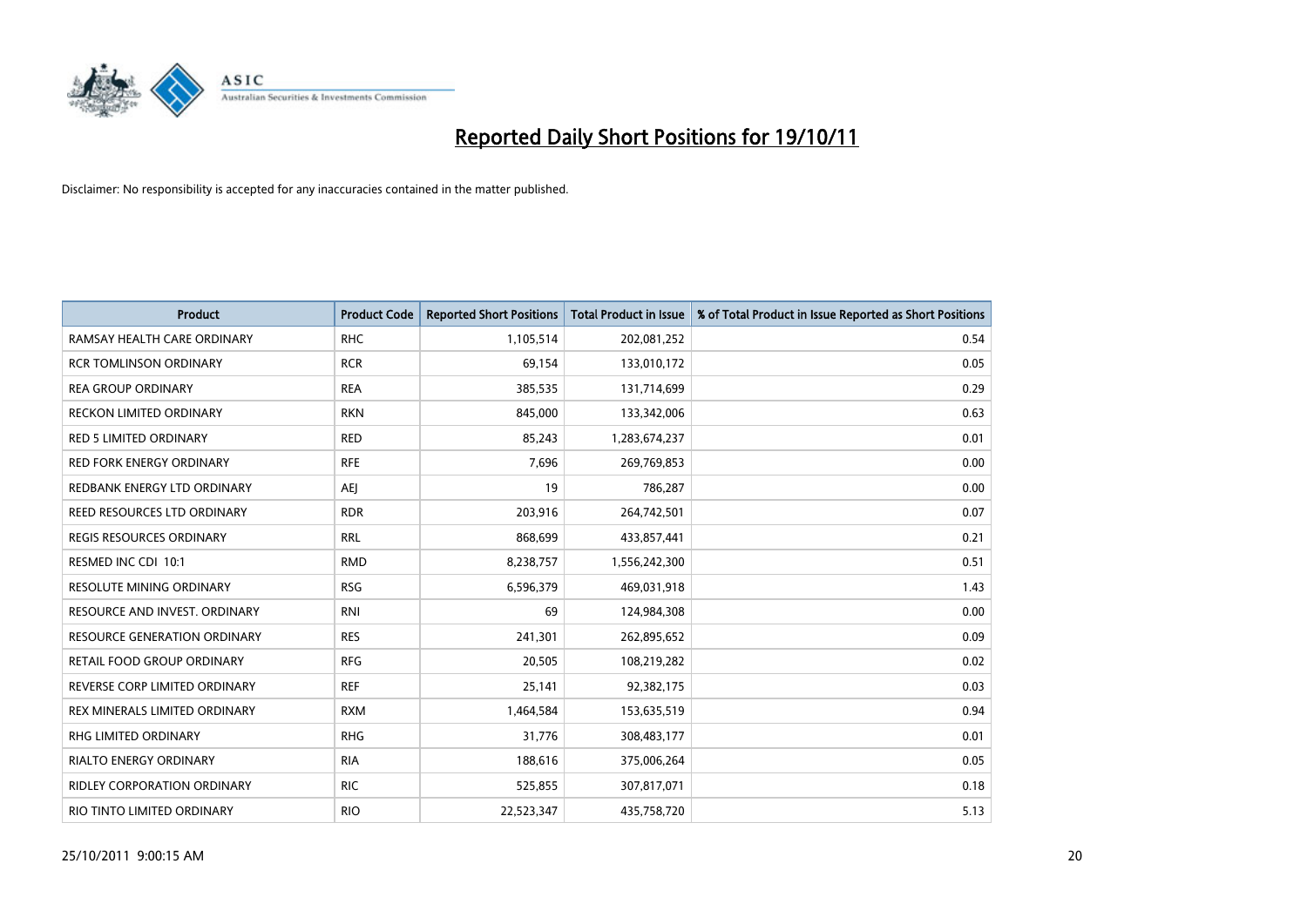# Reported Daily Short Positions for 19/10/11

Disclaimer: No responsibility is accepted for any inaccuracies contained in the matter published.

| Product | Product Code | Reported Short Positions | Total Product in Issue | % of Total Product in Issue Reported as Short Positions |
|---|---|---|---|---|
| RAMSAY HEALTH CARE ORDINARY | RHC | 1,105,514 | 202,081,252 | 0.54 |
| RCR TOMLINSON ORDINARY | RCR | 69,154 | 133,010,172 | 0.05 |
| REA GROUP ORDINARY | REA | 385,535 | 131,714,699 | 0.29 |
| RECKON LIMITED ORDINARY | RKN | 845,000 | 133,342,006 | 0.63 |
| RED 5 LIMITED ORDINARY | RED | 85,243 | 1,283,674,237 | 0.01 |
| RED FORK ENERGY ORDINARY | RFE | 7,696 | 269,769,853 | 0.00 |
| REDBANK ENERGY LTD ORDINARY | AEJ | 19 | 786,287 | 0.00 |
| REED RESOURCES LTD ORDINARY | RDR | 203,916 | 264,742,501 | 0.07 |
| REGIS RESOURCES ORDINARY | RRL | 868,699 | 433,857,441 | 0.21 |
| RESMED INC CDI 10:1 | RMD | 8,238,757 | 1,556,242,300 | 0.51 |
| RESOLUTE MINING ORDINARY | RSG | 6,596,379 | 469,031,918 | 1.43 |
| RESOURCE AND INVEST. ORDINARY | RNI | 69 | 124,984,308 | 0.00 |
| RESOURCE GENERATION ORDINARY | RES | 241,301 | 262,895,652 | 0.09 |
| RETAIL FOOD GROUP ORDINARY | RFG | 20,505 | 108,219,282 | 0.02 |
| REVERSE CORP LIMITED ORDINARY | REF | 25,141 | 92,382,175 | 0.03 |
| REX MINERALS LIMITED ORDINARY | RXM | 1,464,584 | 153,635,519 | 0.94 |
| RHG LIMITED ORDINARY | RHG | 31,776 | 308,483,177 | 0.01 |
| RIALTO ENERGY ORDINARY | RIA | 188,616 | 375,006,264 | 0.05 |
| RIDLEY CORPORATION ORDINARY | RIC | 525,855 | 307,817,071 | 0.18 |
| RIO TINTO LIMITED ORDINARY | RIO | 22,523,347 | 435,758,720 | 5.13 |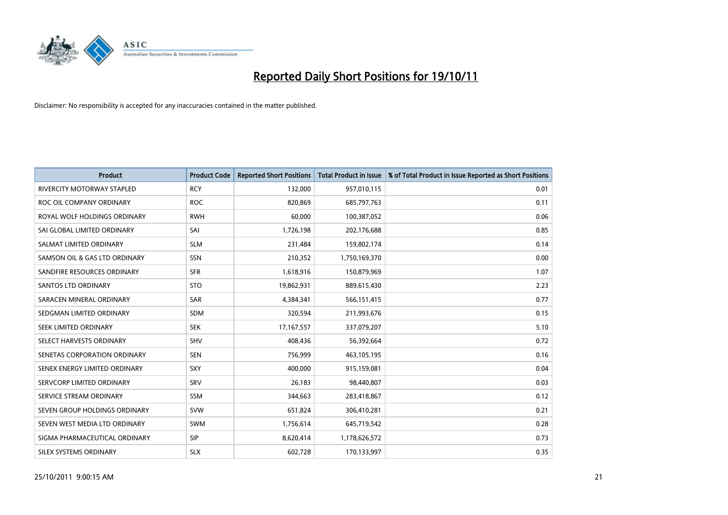# Reported Daily Short Positions for 19/10/11

Disclaimer: No responsibility is accepted for any inaccuracies contained in the matter published.

| Product | Product Code | Reported Short Positions | Total Product in Issue | % of Total Product in Issue Reported as Short Positions |
|---|---|---|---|---|
| RIVERCITY MOTORWAY STAPLED | RCY | 132,000 | 957,010,115 | 0.01 |
| ROC OIL COMPANY ORDINARY | ROC | 820,869 | 685,797,763 | 0.11 |
| ROYAL WOLF HOLDINGS ORDINARY | RWH | 60,000 | 100,387,052 | 0.06 |
| SAI GLOBAL LIMITED ORDINARY | SAI | 1,726,198 | 202,176,688 | 0.85 |
| SALMAT LIMITED ORDINARY | SLM | 231,484 | 159,802,174 | 0.14 |
| SAMSON OIL & GAS LTD ORDINARY | SSN | 210,352 | 1,750,169,370 | 0.00 |
| SANDFIRE RESOURCES ORDINARY | SFR | 1,618,916 | 150,879,969 | 1.07 |
| SANTOS LTD ORDINARY | STO | 19,862,931 | 889,615,430 | 2.23 |
| SARACEN MINERAL ORDINARY | SAR | 4,384,341 | 566,151,415 | 0.77 |
| SEDGMAN LIMITED ORDINARY | SDM | 320,594 | 211,993,676 | 0.15 |
| SEEK LIMITED ORDINARY | SEK | 17,167,557 | 337,079,207 | 5.10 |
| SELECT HARVESTS ORDINARY | SHV | 408,436 | 56,392,664 | 0.72 |
| SENETAS CORPORATION ORDINARY | SEN | 756,999 | 463,105,195 | 0.16 |
| SENEX ENERGY LIMITED ORDINARY | SXY | 400,000 | 915,159,081 | 0.04 |
| SERVCORP LIMITED ORDINARY | SRV | 26,183 | 98,440,807 | 0.03 |
| SERVICE STREAM ORDINARY | SSM | 344,663 | 283,418,867 | 0.12 |
| SEVEN GROUP HOLDINGS ORDINARY | SVW | 651,824 | 306,410,281 | 0.21 |
| SEVEN WEST MEDIA LTD ORDINARY | SWM | 1,756,614 | 645,719,542 | 0.28 |
| SIGMA PHARMACEUTICAL ORDINARY | SIP | 8,620,414 | 1,178,626,572 | 0.73 |
| SILEX SYSTEMS ORDINARY | SLX | 602,728 | 170,133,997 | 0.35 |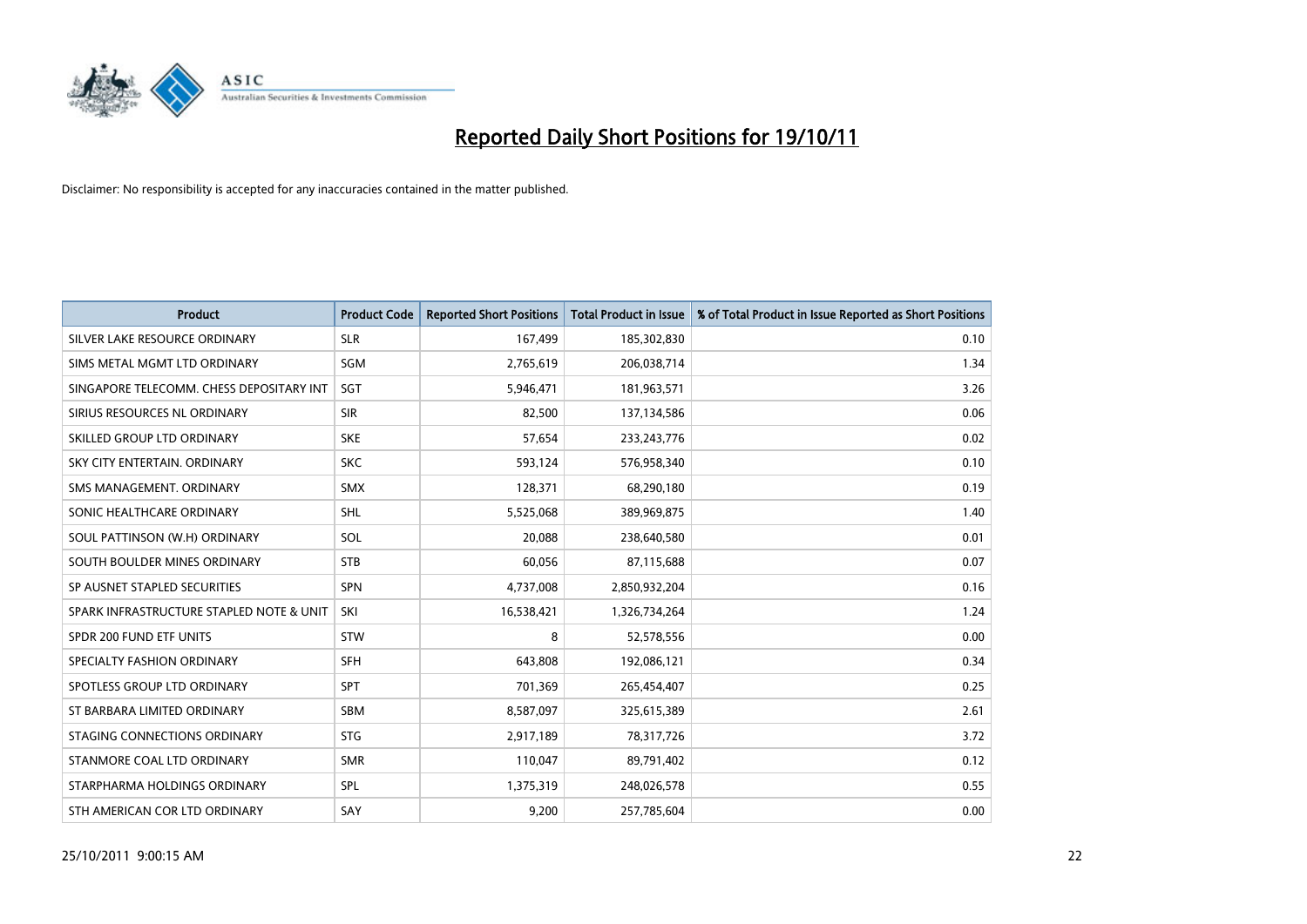# Reported Daily Short Positions for 19/10/11

Disclaimer: No responsibility is accepted for any inaccuracies contained in the matter published.

| Product | Product Code | Reported Short Positions | Total Product in Issue | % of Total Product in Issue Reported as Short Positions |
|---|---|---|---|---|
| SILVER LAKE RESOURCE ORDINARY | SLR | 167,499 | 185,302,830 | 0.10 |
| SIMS METAL MGMT LTD ORDINARY | SGM | 2,765,619 | 206,038,714 | 1.34 |
| SINGAPORE TELECOMM. CHESS DEPOSITARY INT | SGT | 5,946,471 | 181,963,571 | 3.26 |
| SIRIUS RESOURCES NL ORDINARY | SIR | 82,500 | 137,134,586 | 0.06 |
| SKILLED GROUP LTD ORDINARY | SKE | 57,654 | 233,243,776 | 0.02 |
| SKY CITY ENTERTAIN. ORDINARY | SKC | 593,124 | 576,958,340 | 0.10 |
| SMS MANAGEMENT. ORDINARY | SMX | 128,371 | 68,290,180 | 0.19 |
| SONIC HEALTHCARE ORDINARY | SHL | 5,525,068 | 389,969,875 | 1.40 |
| SOUL PATTINSON (W.H) ORDINARY | SOL | 20,088 | 238,640,580 | 0.01 |
| SOUTH BOULDER MINES ORDINARY | STB | 60,056 | 87,115,688 | 0.07 |
| SP AUSNET STAPLED SECURITIES | SPN | 4,737,008 | 2,850,932,204 | 0.16 |
| SPARK INFRASTRUCTURE STAPLED NOTE & UNIT | SKI | 16,538,421 | 1,326,734,264 | 1.24 |
| SPDR 200 FUND ETF UNITS | STW | 8 | 52,578,556 | 0.00 |
| SPECIALTY FASHION ORDINARY | SFH | 643,808 | 192,086,121 | 0.34 |
| SPOTLESS GROUP LTD ORDINARY | SPT | 701,369 | 265,454,407 | 0.25 |
| ST BARBARA LIMITED ORDINARY | SBM | 8,587,097 | 325,615,389 | 2.61 |
| STAGING CONNECTIONS ORDINARY | STG | 2,917,189 | 78,317,726 | 3.72 |
| STANMORE COAL LTD ORDINARY | SMR | 110,047 | 89,791,402 | 0.12 |
| STARPHARMA HOLDINGS ORDINARY | SPL | 1,375,319 | 248,026,578 | 0.55 |
| STH AMERICAN COR LTD ORDINARY | SAY | 9,200 | 257,785,604 | 0.00 |

25/10/2011 9:00:15 AM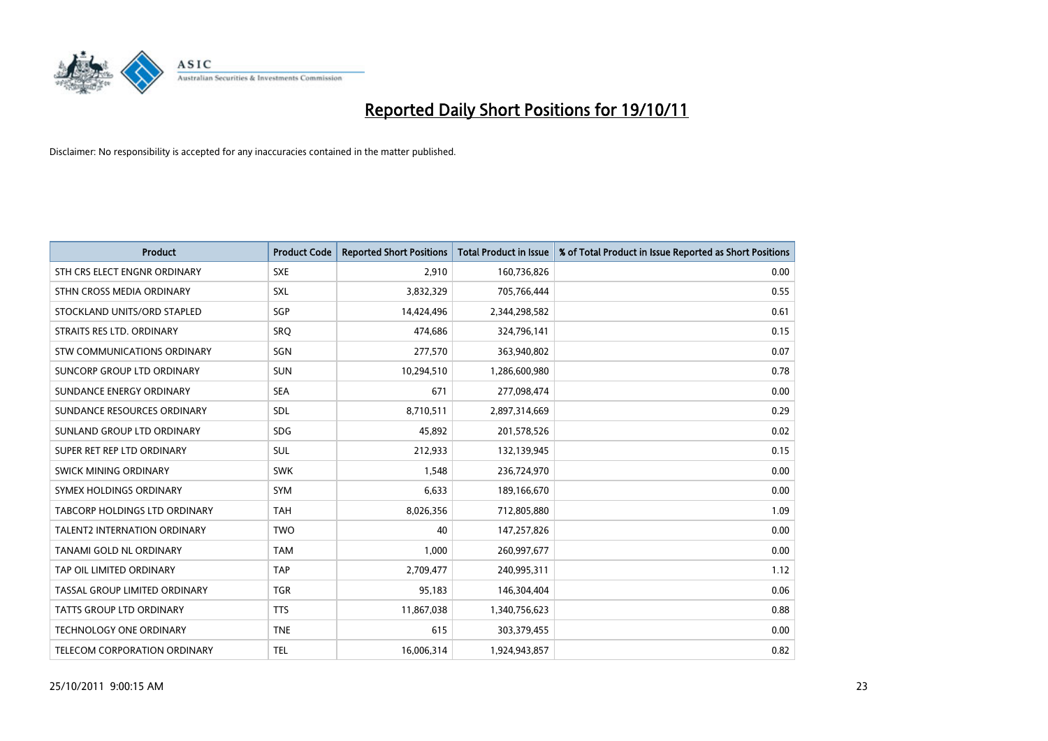# Reported Daily Short Positions for 19/10/11

Disclaimer: No responsibility is accepted for any inaccuracies contained in the matter published.

| Product | Product Code | Reported Short Positions | Total Product in Issue | % of Total Product in Issue Reported as Short Positions |
|---|---|---|---|---|
| STH CRS ELECT ENGNR ORDINARY | SXE | 2,910 | 160,736,826 | 0.00 |
| STHN CROSS MEDIA ORDINARY | SXL | 3,832,329 | 705,766,444 | 0.55 |
| STOCKLAND UNITS/ORD STAPLED | SGP | 14,424,496 | 2,344,298,582 | 0.61 |
| STRAITS RES LTD. ORDINARY | SRQ | 474,686 | 324,796,141 | 0.15 |
| STW COMMUNICATIONS ORDINARY | SGN | 277,570 | 363,940,802 | 0.07 |
| SUNCORP GROUP LTD ORDINARY | SUN | 10,294,510 | 1,286,600,980 | 0.78 |
| SUNDANCE ENERGY ORDINARY | SEA | 671 | 277,098,474 | 0.00 |
| SUNDANCE RESOURCES ORDINARY | SDL | 8,710,511 | 2,897,314,669 | 0.29 |
| SUNLAND GROUP LTD ORDINARY | SDG | 45,892 | 201,578,526 | 0.02 |
| SUPER RET REP LTD ORDINARY | SUL | 212,933 | 132,139,945 | 0.15 |
| SWICK MINING ORDINARY | SWK | 1,548 | 236,724,970 | 0.00 |
| SYMEX HOLDINGS ORDINARY | SYM | 6,633 | 189,166,670 | 0.00 |
| TABCORP HOLDINGS LTD ORDINARY | TAH | 8,026,356 | 712,805,880 | 1.09 |
| TALENT2 INTERNATION ORDINARY | TWO | 40 | 147,257,826 | 0.00 |
| TANAMI GOLD NL ORDINARY | TAM | 1,000 | 260,997,677 | 0.00 |
| TAP OIL LIMITED ORDINARY | TAP | 2,709,477 | 240,995,311 | 1.12 |
| TASSAL GROUP LIMITED ORDINARY | TGR | 95,183 | 146,304,404 | 0.06 |
| TATTS GROUP LTD ORDINARY | TTS | 11,867,038 | 1,340,756,623 | 0.88 |
| TECHNOLOGY ONE ORDINARY | TNE | 615 | 303,379,455 | 0.00 |
| TELECOM CORPORATION ORDINARY | TEL | 16,006,314 | 1,924,943,857 | 0.82 |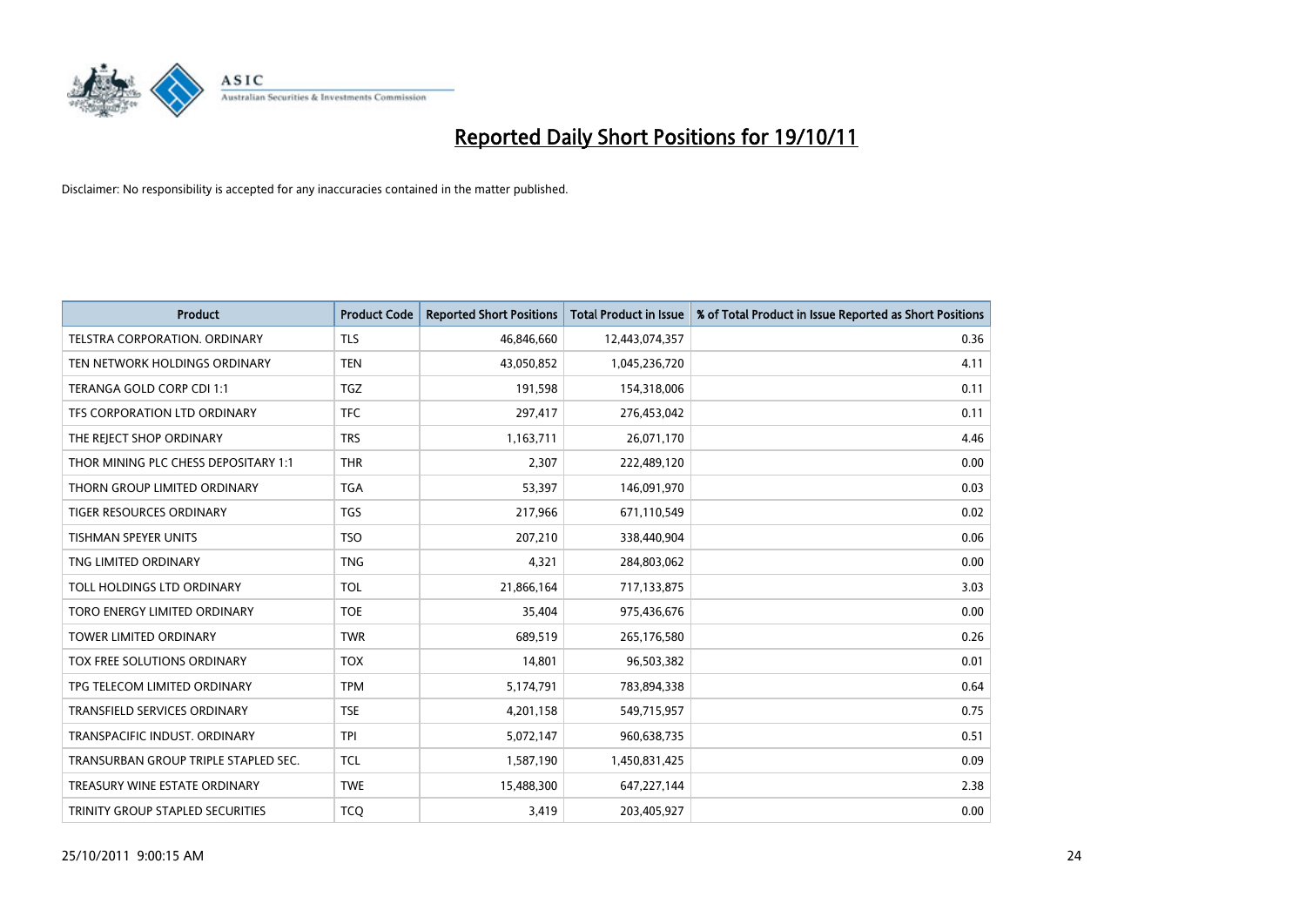# Reported Daily Short Positions for 19/10/11

Disclaimer: No responsibility is accepted for any inaccuracies contained in the matter published.

| Product | Product Code | Reported Short Positions | Total Product in Issue | % of Total Product in Issue Reported as Short Positions |
|---|---|---|---|---|
| TELSTRA CORPORATION. ORDINARY | TLS | 46,846,660 | 12,443,074,357 | 0.36 |
| TEN NETWORK HOLDINGS ORDINARY | TEN | 43,050,852 | 1,045,236,720 | 4.11 |
| TERANGA GOLD CORP CDI 1:1 | TGZ | 191,598 | 154,318,006 | 0.11 |
| TFS CORPORATION LTD ORDINARY | TFC | 297,417 | 276,453,042 | 0.11 |
| THE REJECT SHOP ORDINARY | TRS | 1,163,711 | 26,071,170 | 4.46 |
| THOR MINING PLC CHESS DEPOSITARY 1:1 | THR | 2,307 | 222,489,120 | 0.00 |
| THORN GROUP LIMITED ORDINARY | TGA | 53,397 | 146,091,970 | 0.03 |
| TIGER RESOURCES ORDINARY | TGS | 217,966 | 671,110,549 | 0.02 |
| TISHMAN SPEYER UNITS | TSO | 207,210 | 338,440,904 | 0.06 |
| TNG LIMITED ORDINARY | TNG | 4,321 | 284,803,062 | 0.00 |
| TOLL HOLDINGS LTD ORDINARY | TOL | 21,866,164 | 717,133,875 | 3.03 |
| TORO ENERGY LIMITED ORDINARY | TOE | 35,404 | 975,436,676 | 0.00 |
| TOWER LIMITED ORDINARY | TWR | 689,519 | 265,176,580 | 0.26 |
| TOX FREE SOLUTIONS ORDINARY | TOX | 14,801 | 96,503,382 | 0.01 |
| TPG TELECOM LIMITED ORDINARY | TPM | 5,174,791 | 783,894,338 | 0.64 |
| TRANSFIELD SERVICES ORDINARY | TSE | 4,201,158 | 549,715,957 | 0.75 |
| TRANSPACIFIC INDUST. ORDINARY | TPI | 5,072,147 | 960,638,735 | 0.51 |
| TRANSURBAN GROUP TRIPLE STAPLED SEC. | TCL | 1,587,190 | 1,450,831,425 | 0.09 |
| TREASURY WINE ESTATE ORDINARY | TWE | 15,488,300 | 647,227,144 | 2.38 |
| TRINITY GROUP STAPLED SECURITIES | TCQ | 3,419 | 203,405,927 | 0.00 |

25/10/2011 9:00:15 AM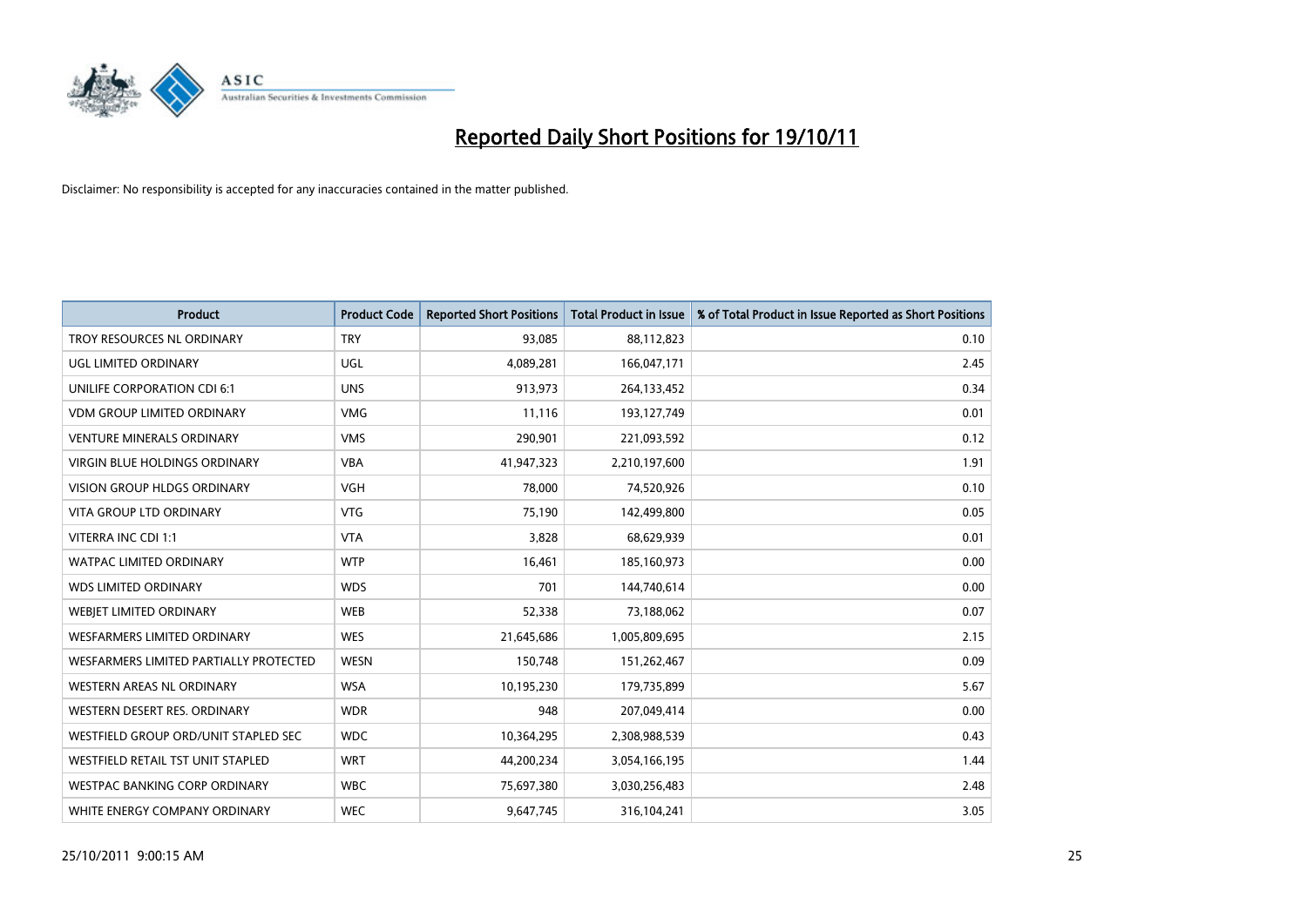# Reported Daily Short Positions for 19/10/11

Disclaimer: No responsibility is accepted for any inaccuracies contained in the matter published.

| Product | Product Code | Reported Short Positions | Total Product in Issue | % of Total Product in Issue Reported as Short Positions |
|---|---|---|---|---|
| TROY RESOURCES NL ORDINARY | TRY | 93,085 | 88,112,823 | 0.10 |
| UGL LIMITED ORDINARY | UGL | 4,089,281 | 166,047,171 | 2.45 |
| UNILIFE CORPORATION CDI 6:1 | UNS | 913,973 | 264,133,452 | 0.34 |
| VDM GROUP LIMITED ORDINARY | VMG | 11,116 | 193,127,749 | 0.01 |
| VENTURE MINERALS ORDINARY | VMS | 290,901 | 221,093,592 | 0.12 |
| VIRGIN BLUE HOLDINGS ORDINARY | VBA | 41,947,323 | 2,210,197,600 | 1.91 |
| VISION GROUP HLDGS ORDINARY | VGH | 78,000 | 74,520,926 | 0.10 |
| VITA GROUP LTD ORDINARY | VTG | 75,190 | 142,499,800 | 0.05 |
| VITERRA INC CDI 1:1 | VTA | 3,828 | 68,629,939 | 0.01 |
| WATPAC LIMITED ORDINARY | WTP | 16,461 | 185,160,973 | 0.00 |
| WDS LIMITED ORDINARY | WDS | 701 | 144,740,614 | 0.00 |
| WEBJET LIMITED ORDINARY | WEB | 52,338 | 73,188,062 | 0.07 |
| WESFARMERS LIMITED ORDINARY | WES | 21,645,686 | 1,005,809,695 | 2.15 |
| WESFARMERS LIMITED PARTIALLY PROTECTED | WESN | 150,748 | 151,262,467 | 0.09 |
| WESTERN AREAS NL ORDINARY | WSA | 10,195,230 | 179,735,899 | 5.67 |
| WESTERN DESERT RES. ORDINARY | WDR | 948 | 207,049,414 | 0.00 |
| WESTFIELD GROUP ORD/UNIT STAPLED SEC | WDC | 10,364,295 | 2,308,988,539 | 0.43 |
| WESTFIELD RETAIL TST UNIT STAPLED | WRT | 44,200,234 | 3,054,166,195 | 1.44 |
| WESTPAC BANKING CORP ORDINARY | WBC | 75,697,380 | 3,030,256,483 | 2.48 |
| WHITE ENERGY COMPANY ORDINARY | WEC | 9,647,745 | 316,104,241 | 3.05 |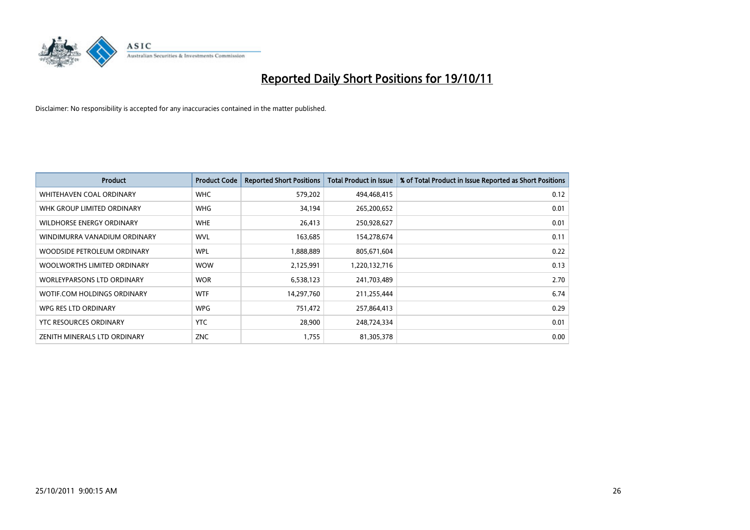# Reported Daily Short Positions for 19/10/11

Disclaimer: No responsibility is accepted for any inaccuracies contained in the matter published.

| Product | Product Code | Reported Short Positions | Total Product in Issue | % of Total Product in Issue Reported as Short Positions |
|---|---|---|---|---|
| WHITEHAVEN COAL ORDINARY | WHC | 579,202 | 494,468,415 | 0.12 |
| WHK GROUP LIMITED ORDINARY | WHG | 34,194 | 265,200,652 | 0.01 |
| WILDHORSE ENERGY ORDINARY | WHE | 26,413 | 250,928,627 | 0.01 |
| WINDIMURRA VANADIUM ORDINARY | WVL | 163,685 | 154,278,674 | 0.11 |
| WOODSIDE PETROLEUM ORDINARY | WPL | 1,888,889 | 805,671,604 | 0.22 |
| WOOLWORTHS LIMITED ORDINARY | WOW | 2,125,991 | 1,220,132,716 | 0.13 |
| WORLEYPARSONS LTD ORDINARY | WOR | 6,538,123 | 241,703,489 | 2.70 |
| WOTIF.COM HOLDINGS ORDINARY | WTF | 14,297,760 | 211,255,444 | 6.74 |
| WPG RES LTD ORDINARY | WPG | 751,472 | 257,864,413 | 0.29 |
| YTC RESOURCES ORDINARY | YTC | 28,900 | 248,724,334 | 0.01 |
| ZENITH MINERALS LTD ORDINARY | ZNC | 1,755 | 81,305,378 | 0.00 |